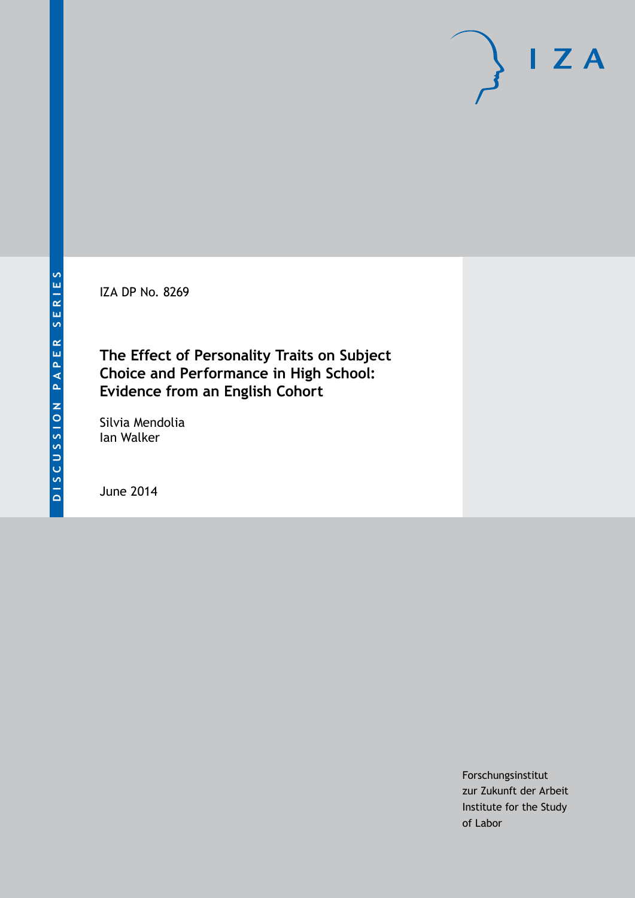DISCUSSION PAPER SERIES

IZA DP No. 8269

# The Effect of Personality Traits on Subject Choice and Performance in High School: Evidence from an English Cohort

Silvia Mendolia
Ian Walker

June 2014

Forschungsinstitut
zur Zukunft der Arbeit
Institute for the Study
of Labor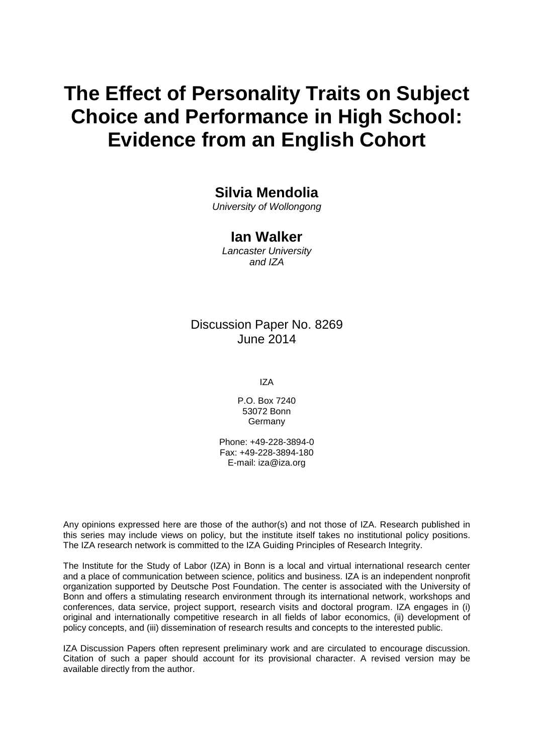# The Effect of Personality Traits on Subject Choice and Performance in High School: Evidence from an English Cohort

**Silvia Mendolia**
*University of Wollongong*

**Ian Walker**
*Lancaster University and IZA*

Discussion Paper No. 8269
June 2014

IZA

P.O. Box 7240
53072 Bonn
Germany

Phone: +49-228-3894-0
Fax: +49-228-3894-180
E-mail: iza@iza.org

Any opinions expressed here are those of the author(s) and not those of IZA. Research published in this series may include views on policy, but the institute itself takes no institutional policy positions. The IZA research network is committed to the IZA Guiding Principles of Research Integrity.

The Institute for the Study of Labor (IZA) in Bonn is a local and virtual international research center and a place of communication between science, politics and business. IZA is an independent nonprofit organization supported by Deutsche Post Foundation. The center is associated with the University of Bonn and offers a stimulating research environment through its international network, workshops and conferences, data service, project support, research visits and doctoral program. IZA engages in (i) original and internationally competitive research in all fields of labor economics, (ii) development of policy concepts, and (iii) dissemination of research results and concepts to the interested public.

IZA Discussion Papers often represent preliminary work and are circulated to encourage discussion. Citation of such a paper should account for its provisional character. A revised version may be available directly from the author.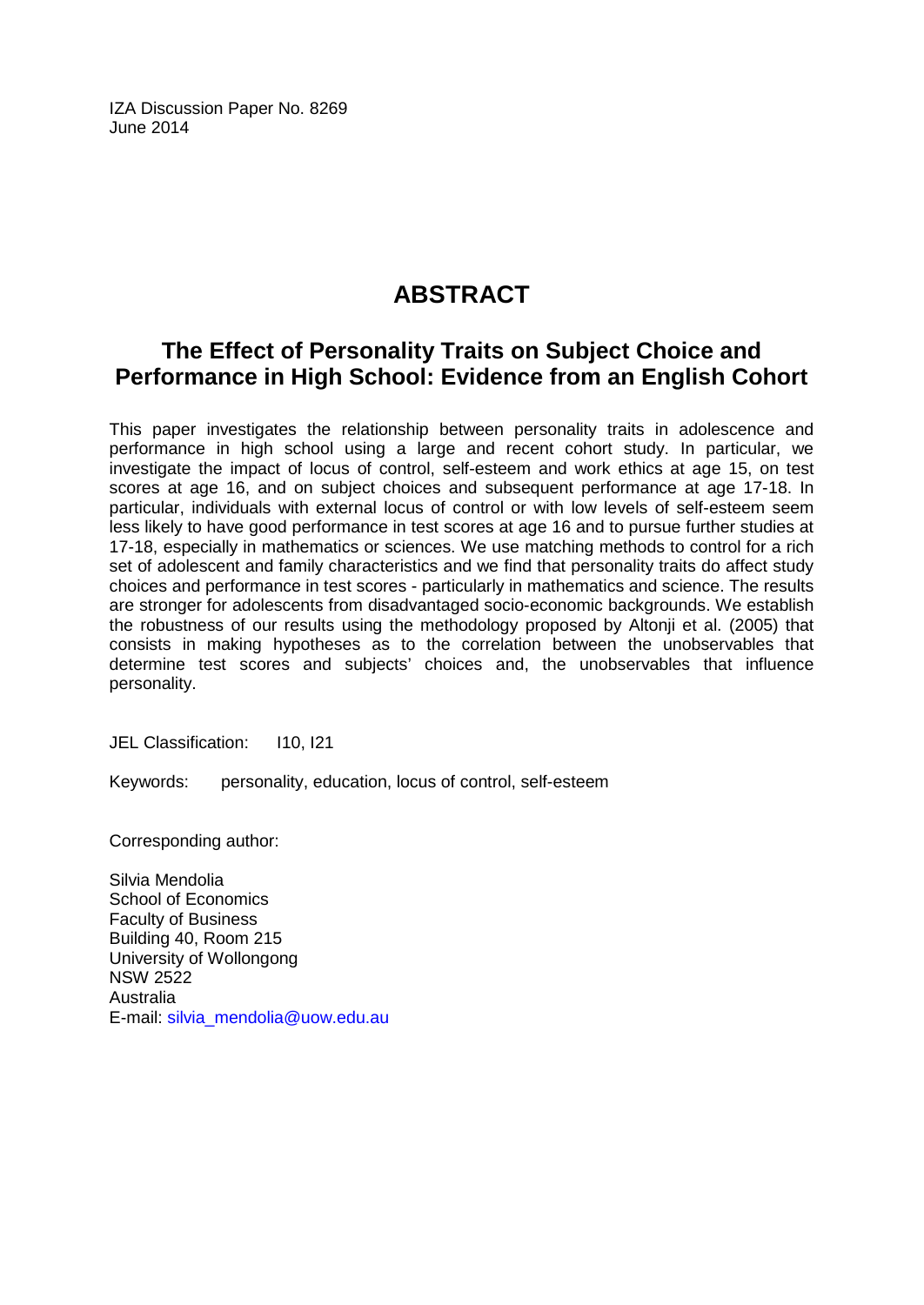IZA Discussion Paper No. 8269
June 2014

# ABSTRACT

## The Effect of Personality Traits on Subject Choice and Performance in High School: Evidence from an English Cohort

This paper investigates the relationship between personality traits in adolescence and performance in high school using a large and recent cohort study. In particular, we investigate the impact of locus of control, self-esteem and work ethics at age 15, on test scores at age 16, and on subject choices and subsequent performance at age 17-18. In particular, individuals with external locus of control or with low levels of self-esteem seem less likely to have good performance in test scores at age 16 and to pursue further studies at 17-18, especially in mathematics or sciences. We use matching methods to control for a rich set of adolescent and family characteristics and we find that personality traits do affect study choices and performance in test scores - particularly in mathematics and science. The results are stronger for adolescents from disadvantaged socio-economic backgrounds. We establish the robustness of our results using the methodology proposed by Altonji et al. (2005) that consists in making hypotheses as to the correlation between the unobservables that determine test scores and subjects' choices and, the unobservables that influence personality.

JEL Classification: I10, I21

Keywords: personality, education, locus of control, self-esteem

Corresponding author:

Silvia Mendolia
School of Economics
Faculty of Business
Building 40, Room 215
University of Wollongong
NSW 2522
Australia
E-mail: silvia_mendolia@uow.edu.au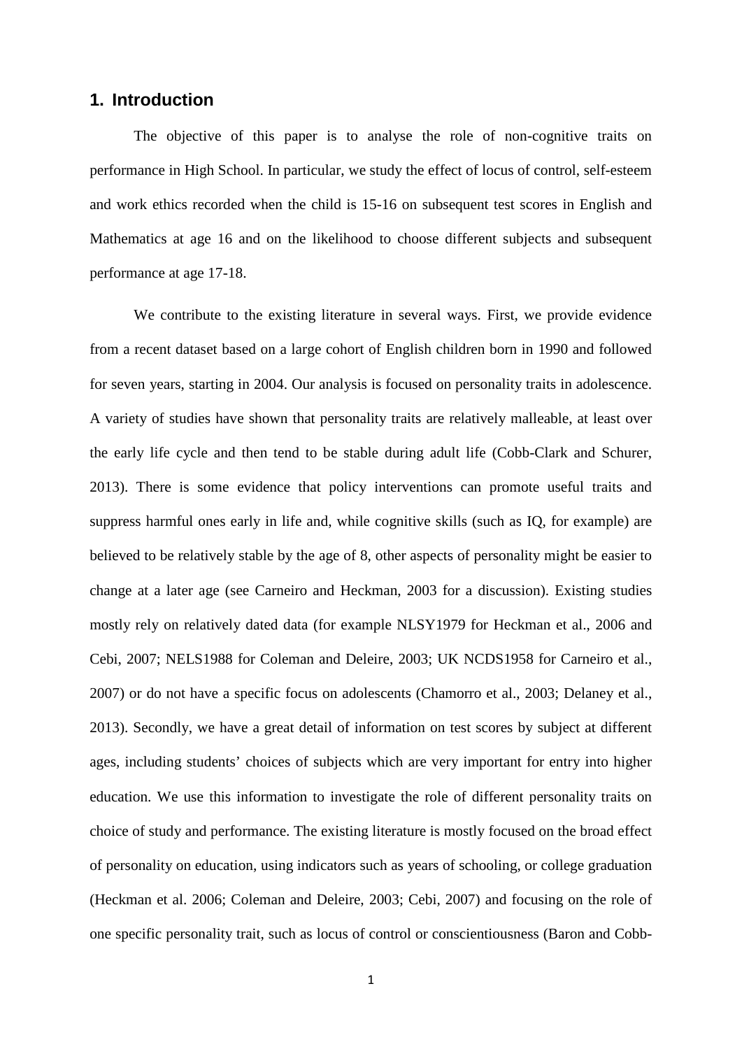## 1. Introduction

The objective of this paper is to analyse the role of non-cognitive traits on performance in High School. In particular, we study the effect of locus of control, self-esteem and work ethics recorded when the child is 15-16 on subsequent test scores in English and Mathematics at age 16 and on the likelihood to choose different subjects and subsequent performance at age 17-18.

We contribute to the existing literature in several ways. First, we provide evidence from a recent dataset based on a large cohort of English children born in 1990 and followed for seven years, starting in 2004. Our analysis is focused on personality traits in adolescence. A variety of studies have shown that personality traits are relatively malleable, at least over the early life cycle and then tend to be stable during adult life (Cobb-Clark and Schurer, 2013). There is some evidence that policy interventions can promote useful traits and suppress harmful ones early in life and, while cognitive skills (such as IQ, for example) are believed to be relatively stable by the age of 8, other aspects of personality might be easier to change at a later age (see Carneiro and Heckman, 2003 for a discussion). Existing studies mostly rely on relatively dated data (for example NLSY1979 for Heckman et al., 2006 and Cebi, 2007; NELS1988 for Coleman and Deleire, 2003; UK NCDS1958 for Carneiro et al., 2007) or do not have a specific focus on adolescents (Chamorro et al., 2003; Delaney et al., 2013). Secondly, we have a great detail of information on test scores by subject at different ages, including students' choices of subjects which are very important for entry into higher education. We use this information to investigate the role of different personality traits on choice of study and performance. The existing literature is mostly focused on the broad effect of personality on education, using indicators such as years of schooling, or college graduation (Heckman et al. 2006; Coleman and Deleire, 2003; Cebi, 2007) and focusing on the role of one specific personality trait, such as locus of control or conscientiousness (Baron and Cobb-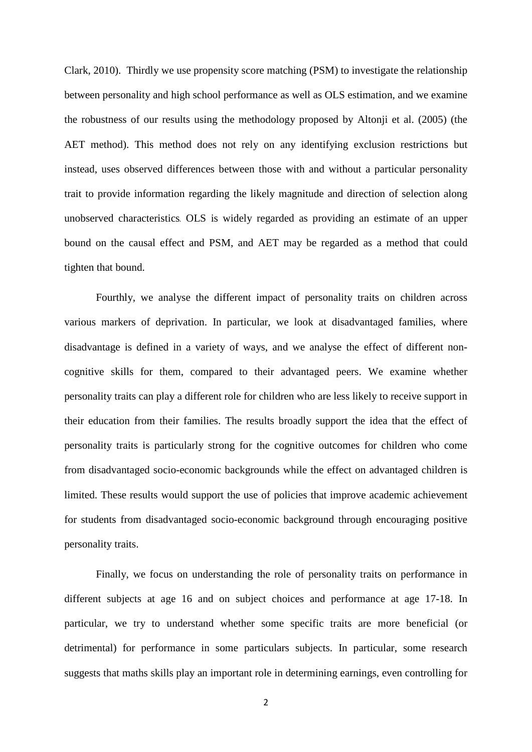Clark, 2010). Thirdly we use propensity score matching (PSM) to investigate the relationship between personality and high school performance as well as OLS estimation, and we examine the robustness of our results using the methodology proposed by Altonji et al. (2005) (the AET method). This method does not rely on any identifying exclusion restrictions but instead, uses observed differences between those with and without a particular personality trait to provide information regarding the likely magnitude and direction of selection along unobserved characteristics. OLS is widely regarded as providing an estimate of an upper bound on the causal effect and PSM, and AET may be regarded as a method that could tighten that bound.

Fourthly, we analyse the different impact of personality traits on children across various markers of deprivation. In particular, we look at disadvantaged families, where disadvantage is defined in a variety of ways, and we analyse the effect of different non-cognitive skills for them, compared to their advantaged peers. We examine whether personality traits can play a different role for children who are less likely to receive support in their education from their families. The results broadly support the idea that the effect of personality traits is particularly strong for the cognitive outcomes for children who come from disadvantaged socio-economic backgrounds while the effect on advantaged children is limited. These results would support the use of policies that improve academic achievement for students from disadvantaged socio-economic background through encouraging positive personality traits.

Finally, we focus on understanding the role of personality traits on performance in different subjects at age 16 and on subject choices and performance at age 17-18. In particular, we try to understand whether some specific traits are more beneficial (or detrimental) for performance in some particulars subjects. In particular, some research suggests that maths skills play an important role in determining earnings, even controlling for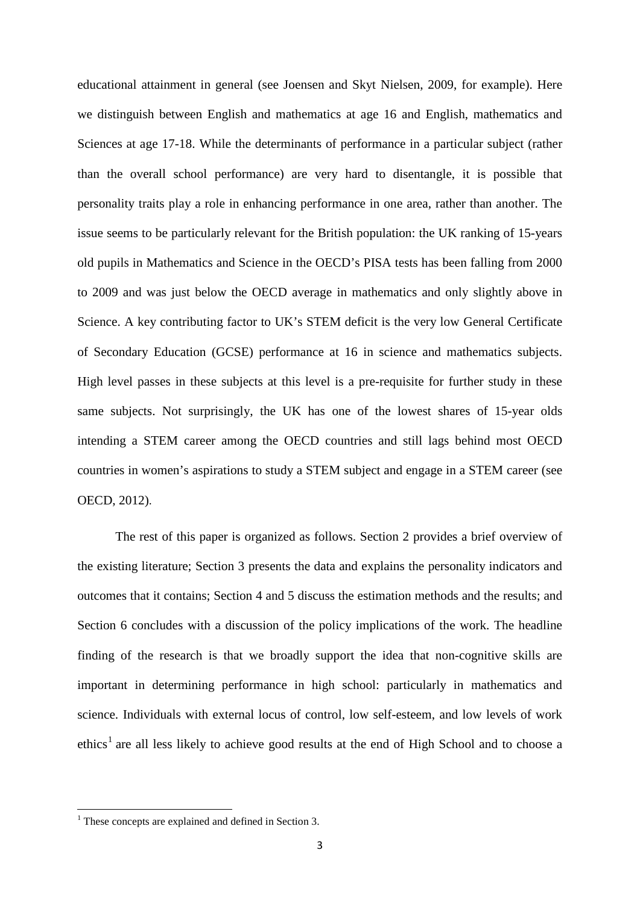educational attainment in general (see Joensen and Skyt Nielsen, 2009, for example). Here we distinguish between English and mathematics at age 16 and English, mathematics and Sciences at age 17-18. While the determinants of performance in a particular subject (rather than the overall school performance) are very hard to disentangle, it is possible that personality traits play a role in enhancing performance in one area, rather than another. The issue seems to be particularly relevant for the British population: the UK ranking of 15-years old pupils in Mathematics and Science in the OECD's PISA tests has been falling from 2000 to 2009 and was just below the OECD average in mathematics and only slightly above in Science. A key contributing factor to UK's STEM deficit is the very low General Certificate of Secondary Education (GCSE) performance at 16 in science and mathematics subjects. High level passes in these subjects at this level is a pre-requisite for further study in these same subjects. Not surprisingly, the UK has one of the lowest shares of 15-year olds intending a STEM career among the OECD countries and still lags behind most OECD countries in women's aspirations to study a STEM subject and engage in a STEM career (see OECD, 2012).

The rest of this paper is organized as follows. Section 2 provides a brief overview of the existing literature; Section 3 presents the data and explains the personality indicators and outcomes that it contains; Section 4 and 5 discuss the estimation methods and the results; and Section 6 concludes with a discussion of the policy implications of the work. The headline finding of the research is that we broadly support the idea that non-cognitive skills are important in determining performance in high school: particularly in mathematics and science. Individuals with external locus of control, low self-esteem, and low levels of work ethics[1] are all less likely to achieve good results at the end of High School and to choose a

[1] These concepts are explained and defined in Section 3.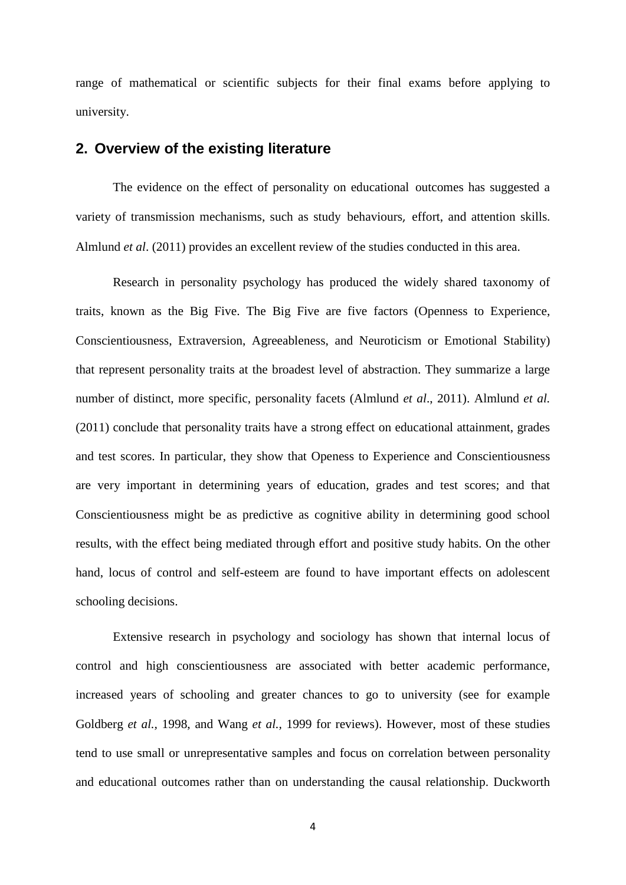range of mathematical or scientific subjects for their final exams before applying to university.

## 2. Overview of the existing literature

The evidence on the effect of personality on educational outcomes has suggested a variety of transmission mechanisms, such as study behaviours, effort, and attention skills. Almlund *et al*. (2011) provides an excellent review of the studies conducted in this area.

Research in personality psychology has produced the widely shared taxonomy of traits, known as the Big Five. The Big Five are five factors (Openness to Experience, Conscientiousness, Extraversion, Agreeableness, and Neuroticism or Emotional Stability) that represent personality traits at the broadest level of abstraction. They summarize a large number of distinct, more specific, personality facets (Almlund *et al*., 2011). Almlund *et al.* (2011) conclude that personality traits have a strong effect on educational attainment, grades and test scores. In particular, they show that Openess to Experience and Conscientiousness are very important in determining years of education, grades and test scores; and that Conscientiousness might be as predictive as cognitive ability in determining good school results, with the effect being mediated through effort and positive study habits. On the other hand, locus of control and self-esteem are found to have important effects on adolescent schooling decisions.

Extensive research in psychology and sociology has shown that internal locus of control and high conscientiousness are associated with better academic performance, increased years of schooling and greater chances to go to university (see for example Goldberg *et al.*, 1998, and Wang *et al.*, 1999 for reviews). However, most of these studies tend to use small or unrepresentative samples and focus on correlation between personality and educational outcomes rather than on understanding the causal relationship. Duckworth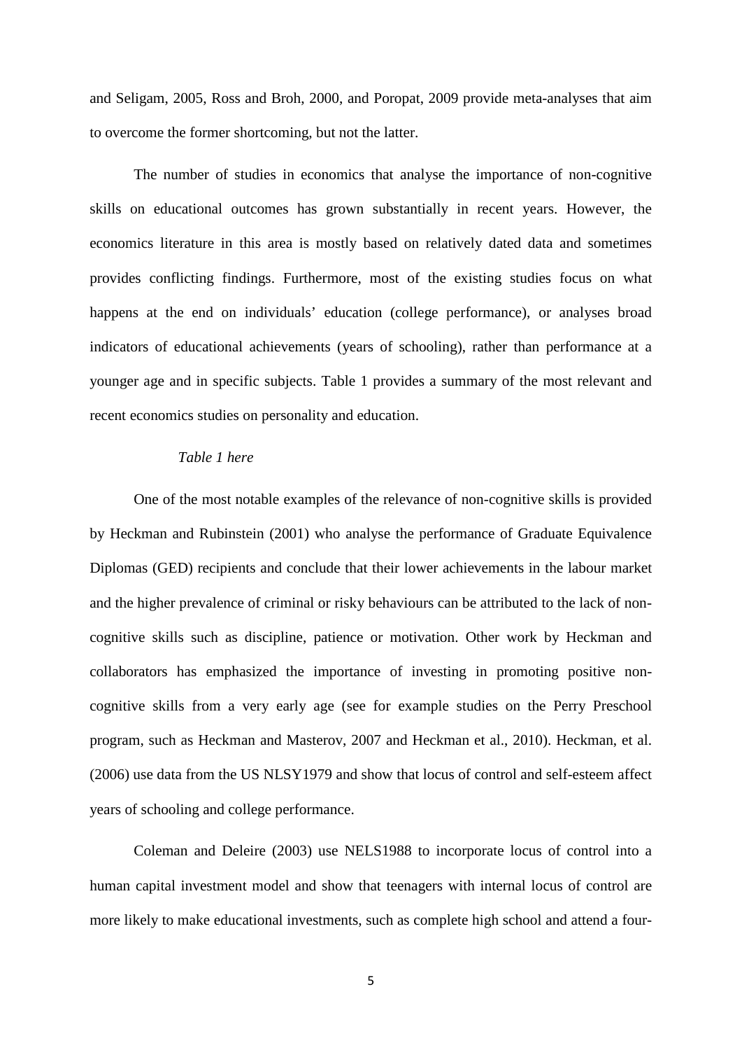and Seligam, 2005, Ross and Broh, 2000, and Poropat, 2009 provide meta-analyses that aim to overcome the former shortcoming, but not the latter.

The number of studies in economics that analyse the importance of non-cognitive skills on educational outcomes has grown substantially in recent years. However, the economics literature in this area is mostly based on relatively dated data and sometimes provides conflicting findings. Furthermore, most of the existing studies focus on what happens at the end on individuals' education (college performance), or analyses broad indicators of educational achievements (years of schooling), rather than performance at a younger age and in specific subjects. Table 1 provides a summary of the most relevant and recent economics studies on personality and education.

*Table 1 here*

One of the most notable examples of the relevance of non-cognitive skills is provided by Heckman and Rubinstein (2001) who analyse the performance of Graduate Equivalence Diplomas (GED) recipients and conclude that their lower achievements in the labour market and the higher prevalence of criminal or risky behaviours can be attributed to the lack of non-cognitive skills such as discipline, patience or motivation. Other work by Heckman and collaborators has emphasized the importance of investing in promoting positive non-cognitive skills from a very early age (see for example studies on the Perry Preschool program, such as Heckman and Masterov, 2007 and Heckman et al., 2010). Heckman, et al. (2006) use data from the US NLSY1979 and show that locus of control and self-esteem affect years of schooling and college performance.

Coleman and Deleire (2003) use NELS1988 to incorporate locus of control into a human capital investment model and show that teenagers with internal locus of control are more likely to make educational investments, such as complete high school and attend a four-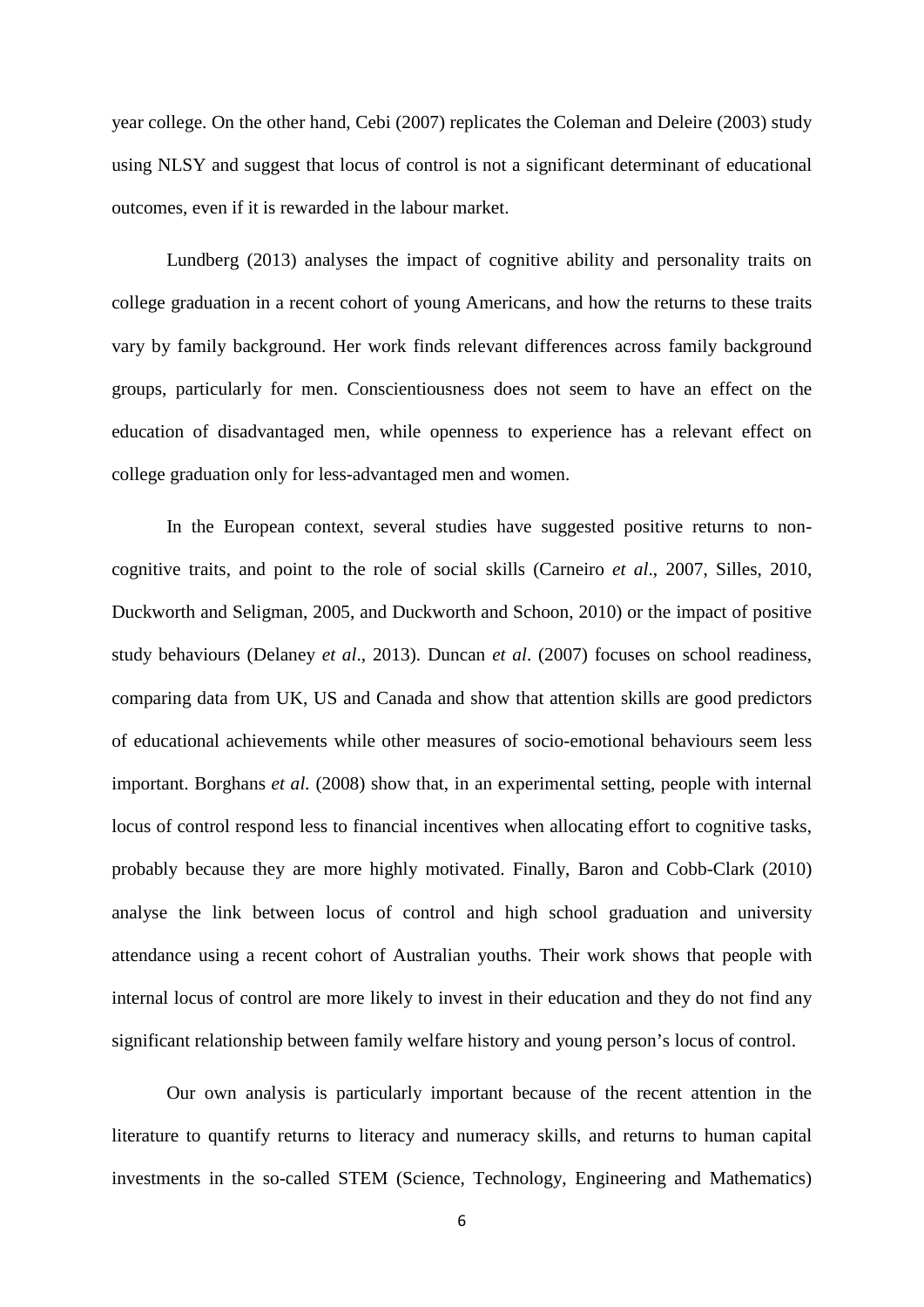year college. On the other hand, Cebi (2007) replicates the Coleman and Deleire (2003) study using NLSY and suggest that locus of control is not a significant determinant of educational outcomes, even if it is rewarded in the labour market.

Lundberg (2013) analyses the impact of cognitive ability and personality traits on college graduation in a recent cohort of young Americans, and how the returns to these traits vary by family background. Her work finds relevant differences across family background groups, particularly for men. Conscientiousness does not seem to have an effect on the education of disadvantaged men, while openness to experience has a relevant effect on college graduation only for less-advantaged men and women.

In the European context, several studies have suggested positive returns to non-cognitive traits, and point to the role of social skills (Carneiro *et al*., 2007, Silles, 2010, Duckworth and Seligman, 2005, and Duckworth and Schoon, 2010) or the impact of positive study behaviours (Delaney *et al*., 2013). Duncan *et al*. (2007) focuses on school readiness, comparing data from UK, US and Canada and show that attention skills are good predictors of educational achievements while other measures of socio-emotional behaviours seem less important. Borghans *et al.* (2008) show that, in an experimental setting, people with internal locus of control respond less to financial incentives when allocating effort to cognitive tasks, probably because they are more highly motivated. Finally, Baron and Cobb-Clark (2010) analyse the link between locus of control and high school graduation and university attendance using a recent cohort of Australian youths. Their work shows that people with internal locus of control are more likely to invest in their education and they do not find any significant relationship between family welfare history and young person's locus of control.

Our own analysis is particularly important because of the recent attention in the literature to quantify returns to literacy and numeracy skills, and returns to human capital investments in the so-called STEM (Science, Technology, Engineering and Mathematics)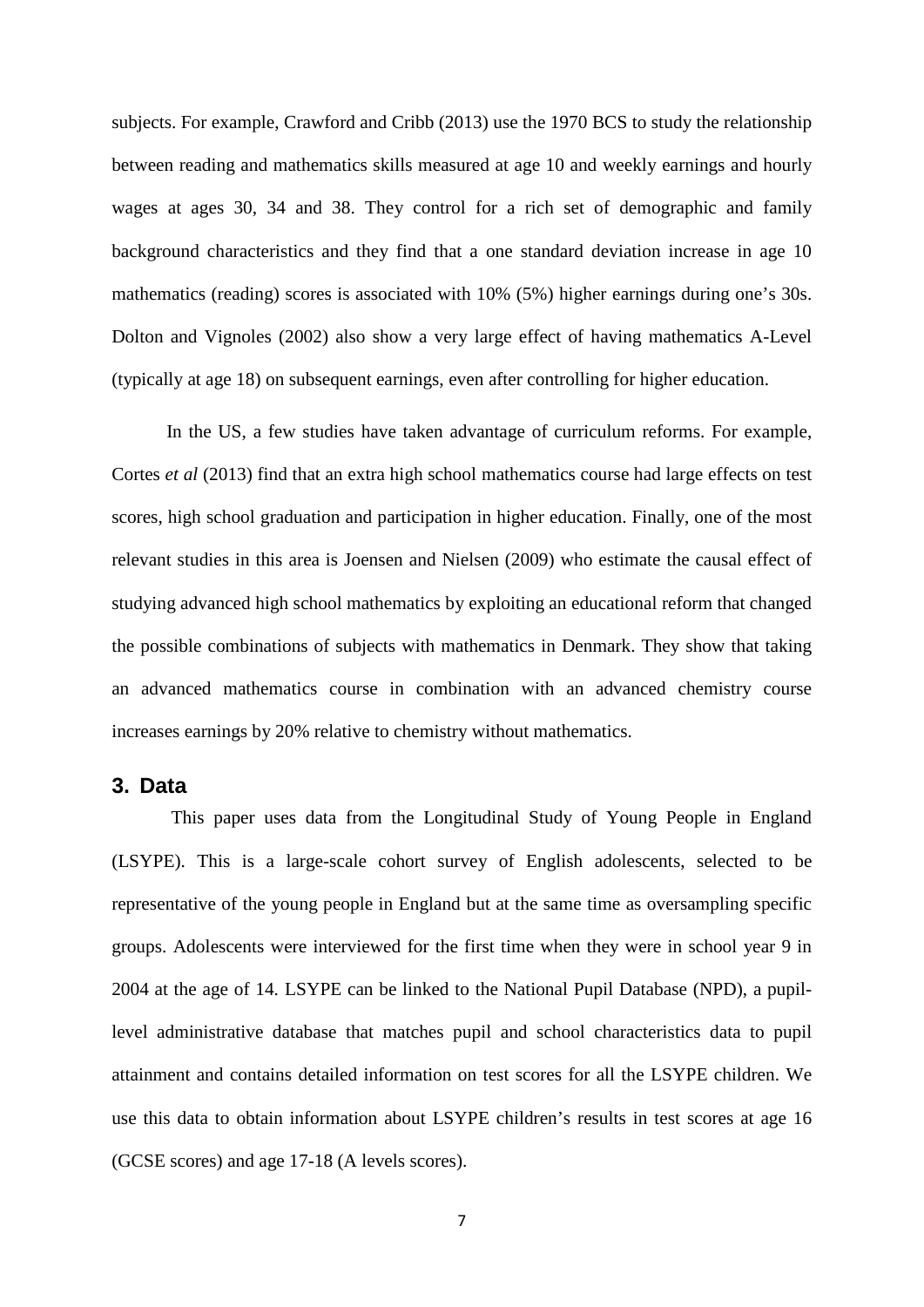subjects. For example, Crawford and Cribb (2013) use the 1970 BCS to study the relationship between reading and mathematics skills measured at age 10 and weekly earnings and hourly wages at ages 30, 34 and 38. They control for a rich set of demographic and family background characteristics and they find that a one standard deviation increase in age 10 mathematics (reading) scores is associated with 10% (5%) higher earnings during one's 30s. Dolton and Vignoles (2002) also show a very large effect of having mathematics A-Level (typically at age 18) on subsequent earnings, even after controlling for higher education.

In the US, a few studies have taken advantage of curriculum reforms. For example, Cortes *et al* (2013) find that an extra high school mathematics course had large effects on test scores, high school graduation and participation in higher education. Finally, one of the most relevant studies in this area is Joensen and Nielsen (2009) who estimate the causal effect of studying advanced high school mathematics by exploiting an educational reform that changed the possible combinations of subjects with mathematics in Denmark. They show that taking an advanced mathematics course in combination with an advanced chemistry course increases earnings by 20% relative to chemistry without mathematics.

## 3. Data

This paper uses data from the Longitudinal Study of Young People in England (LSYPE). This is a large-scale cohort survey of English adolescents, selected to be representative of the young people in England but at the same time as oversampling specific groups. Adolescents were interviewed for the first time when they were in school year 9 in 2004 at the age of 14. LSYPE can be linked to the National Pupil Database (NPD), a pupil-level administrative database that matches pupil and school characteristics data to pupil attainment and contains detailed information on test scores for all the LSYPE children. We use this data to obtain information about LSYPE children's results in test scores at age 16 (GCSE scores) and age 17-18 (A levels scores).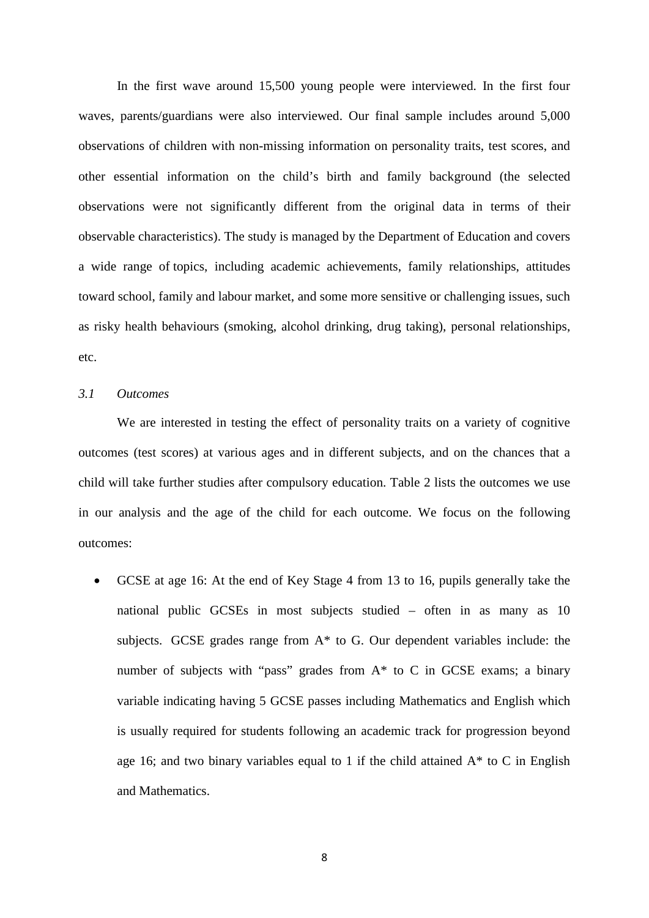In the first wave around 15,500 young people were interviewed. In the first four waves, parents/guardians were also interviewed. Our final sample includes around 5,000 observations of children with non-missing information on personality traits, test scores, and other essential information on the child's birth and family background (the selected observations were not significantly different from the original data in terms of their observable characteristics). The study is managed by the Department of Education and covers a wide range of topics, including academic achievements, family relationships, attitudes toward school, family and labour market, and some more sensitive or challenging issues, such as risky health behaviours (smoking, alcohol drinking, drug taking), personal relationships, etc.

### *3.1 Outcomes*

We are interested in testing the effect of personality traits on a variety of cognitive outcomes (test scores) at various ages and in different subjects, and on the chances that a child will take further studies after compulsory education. Table 2 lists the outcomes we use in our analysis and the age of the child for each outcome. We focus on the following outcomes:

- GCSE at age 16: At the end of Key Stage 4 from 13 to 16, pupils generally take the national public GCSEs in most subjects studied – often in as many as 10 subjects. GCSE grades range from A* to G. Our dependent variables include: the number of subjects with "pass" grades from A* to C in GCSE exams; a binary variable indicating having 5 GCSE passes including Mathematics and English which is usually required for students following an academic track for progression beyond age 16; and two binary variables equal to 1 if the child attained A* to C in English and Mathematics.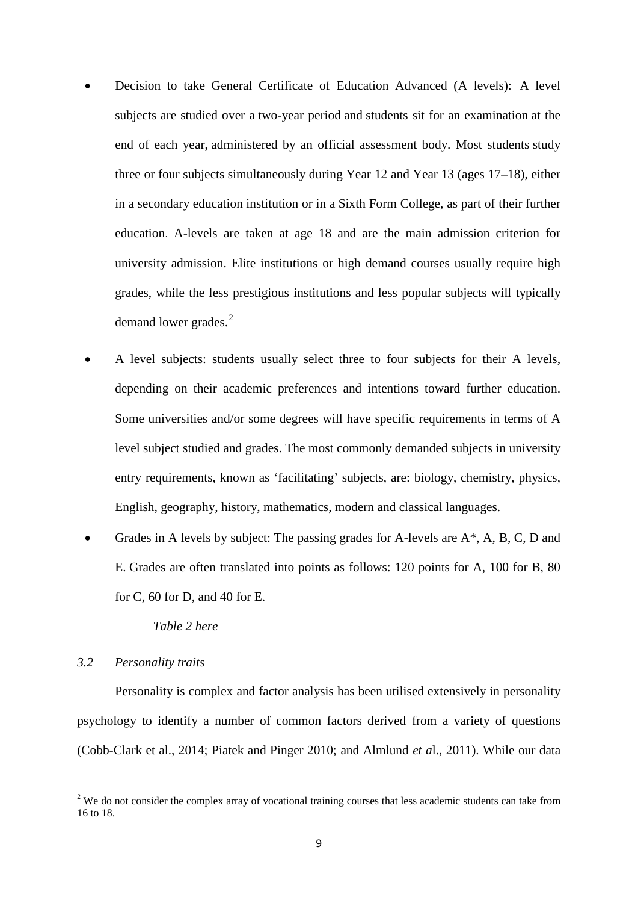- Decision to take General Certificate of Education Advanced (A levels): A level subjects are studied over a two-year period and students sit for an examination at the end of each year, administered by an official assessment body. Most students study three or four subjects simultaneously during Year 12 and Year 13 (ages 17–18), either in a secondary education institution or in a Sixth Form College, as part of their further education. A-levels are taken at age 18 and are the main admission criterion for university admission. Elite institutions or high demand courses usually require high grades, while the less prestigious institutions and less popular subjects will typically demand lower grades.[2]
- A level subjects: students usually select three to four subjects for their A levels, depending on their academic preferences and intentions toward further education. Some universities and/or some degrees will have specific requirements in terms of A level subject studied and grades. The most commonly demanded subjects in university entry requirements, known as 'facilitating' subjects, are: biology, chemistry, physics, English, geography, history, mathematics, modern and classical languages.
- Grades in A levels by subject: The passing grades for A-levels are A*, A, B, C, D and E. Grades are often translated into points as follows: 120 points for A, 100 for B, 80 for C, 60 for D, and 40 for E.

*Table 2 here*

### *3.2 Personality traits*

Personality is complex and factor analysis has been utilised extensively in personality psychology to identify a number of common factors derived from a variety of questions (Cobb-Clark et al., 2014; Piatek and Pinger 2010; and Almlund *et a*l., 2011). While our data

[2] We do not consider the complex array of vocational training courses that less academic students can take from 16 to 18.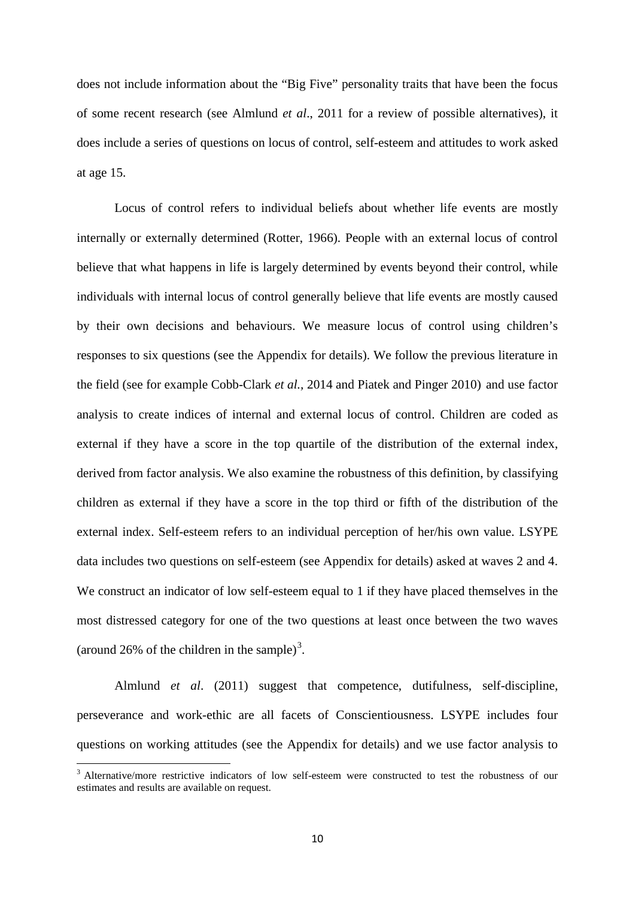does not include information about the "Big Five" personality traits that have been the focus of some recent research (see Almlund *et al*., 2011 for a review of possible alternatives), it does include a series of questions on locus of control, self-esteem and attitudes to work asked at age 15.

Locus of control refers to individual beliefs about whether life events are mostly internally or externally determined (Rotter, 1966). People with an external locus of control believe that what happens in life is largely determined by events beyond their control, while individuals with internal locus of control generally believe that life events are mostly caused by their own decisions and behaviours. We measure locus of control using children's responses to six questions (see the Appendix for details). We follow the previous literature in the field (see for example Cobb-Clark *et al.,* 2014 and Piatek and Pinger 2010) and use factor analysis to create indices of internal and external locus of control. Children are coded as external if they have a score in the top quartile of the distribution of the external index, derived from factor analysis. We also examine the robustness of this definition, by classifying children as external if they have a score in the top third or fifth of the distribution of the external index. Self-esteem refers to an individual perception of her/his own value. LSYPE data includes two questions on self-esteem (see Appendix for details) asked at waves 2 and 4. We construct an indicator of low self-esteem equal to 1 if they have placed themselves in the most distressed category for one of the two questions at least once between the two waves (around 26% of the children in the sample)[3].

Almlund *et al*. (2011) suggest that competence, dutifulness, self-discipline, perseverance and work-ethic are all facets of Conscientiousness. LSYPE includes four questions on working attitudes (see the Appendix for details) and we use factor analysis to

[3] Alternative/more restrictive indicators of low self-esteem were constructed to test the robustness of our estimates and results are available on request.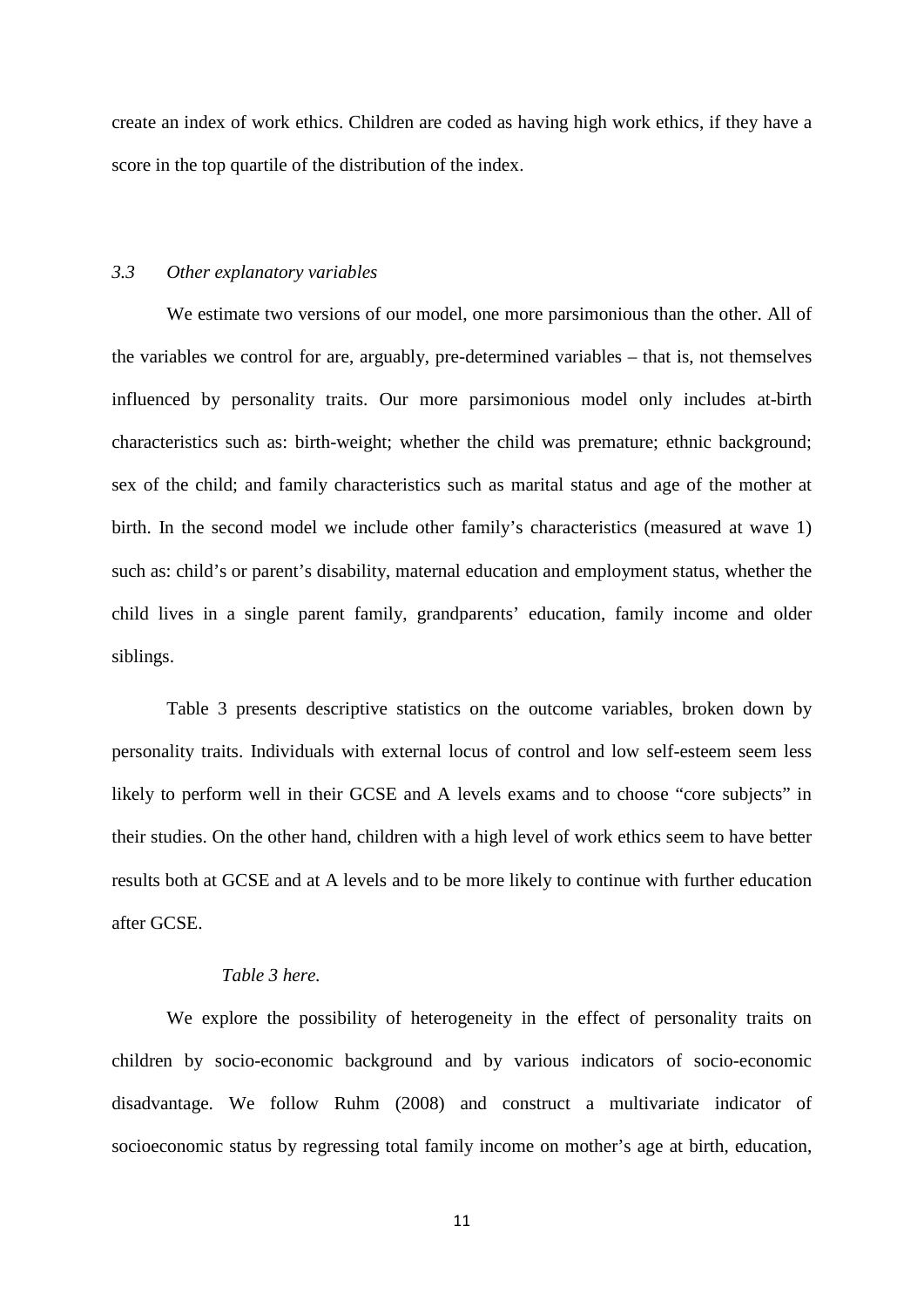create an index of work ethics. Children are coded as having high work ethics, if they have a score in the top quartile of the distribution of the index.

### *3.3 Other explanatory variables*

We estimate two versions of our model, one more parsimonious than the other. All of the variables we control for are, arguably, pre-determined variables – that is, not themselves influenced by personality traits. Our more parsimonious model only includes at-birth characteristics such as: birth-weight; whether the child was premature; ethnic background; sex of the child; and family characteristics such as marital status and age of the mother at birth. In the second model we include other family's characteristics (measured at wave 1) such as: child's or parent's disability, maternal education and employment status, whether the child lives in a single parent family, grandparents' education, family income and older siblings.

Table 3 presents descriptive statistics on the outcome variables, broken down by personality traits. Individuals with external locus of control and low self-esteem seem less likely to perform well in their GCSE and A levels exams and to choose "core subjects" in their studies. On the other hand, children with a high level of work ethics seem to have better results both at GCSE and at A levels and to be more likely to continue with further education after GCSE.

*Table 3 here.*

We explore the possibility of heterogeneity in the effect of personality traits on children by socio-economic background and by various indicators of socio-economic disadvantage. We follow Ruhm (2008) and construct a multivariate indicator of socioeconomic status by regressing total family income on mother's age at birth, education,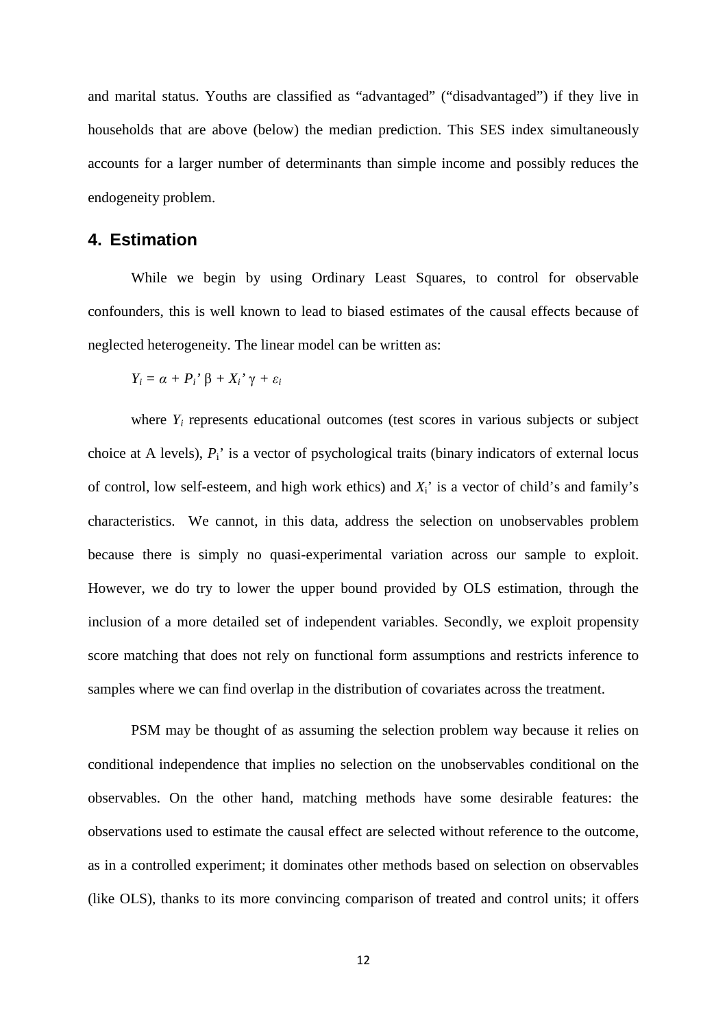and marital status. Youths are classified as "advantaged" ("disadvantaged") if they live in households that are above (below) the median prediction. This SES index simultaneously accounts for a larger number of determinants than simple income and possibly reduces the endogeneity problem.

## 4. Estimation

While we begin by using Ordinary Least Squares, to control for observable confounders, this is well known to lead to biased estimates of the causal effects because of neglected heterogeneity. The linear model can be written as:

$$Y_i = \alpha + P_i' \beta + X_i' \gamma + \varepsilon_i$$

where $Y_i$ represents educational outcomes (test scores in various subjects or subject choice at A levels), $P_i'$ is a vector of psychological traits (binary indicators of external locus of control, low self-esteem, and high work ethics) and $X_i'$ is a vector of child's and family's characteristics. We cannot, in this data, address the selection on unobservables problem because there is simply no quasi-experimental variation across our sample to exploit. However, we do try to lower the upper bound provided by OLS estimation, through the inclusion of a more detailed set of independent variables. Secondly, we exploit propensity score matching that does not rely on functional form assumptions and restricts inference to samples where we can find overlap in the distribution of covariates across the treatment.

PSM may be thought of as assuming the selection problem way because it relies on conditional independence that implies no selection on the unobservables conditional on the observables. On the other hand, matching methods have some desirable features: the observations used to estimate the causal effect are selected without reference to the outcome, as in a controlled experiment; it dominates other methods based on selection on observables (like OLS), thanks to its more convincing comparison of treated and control units; it offers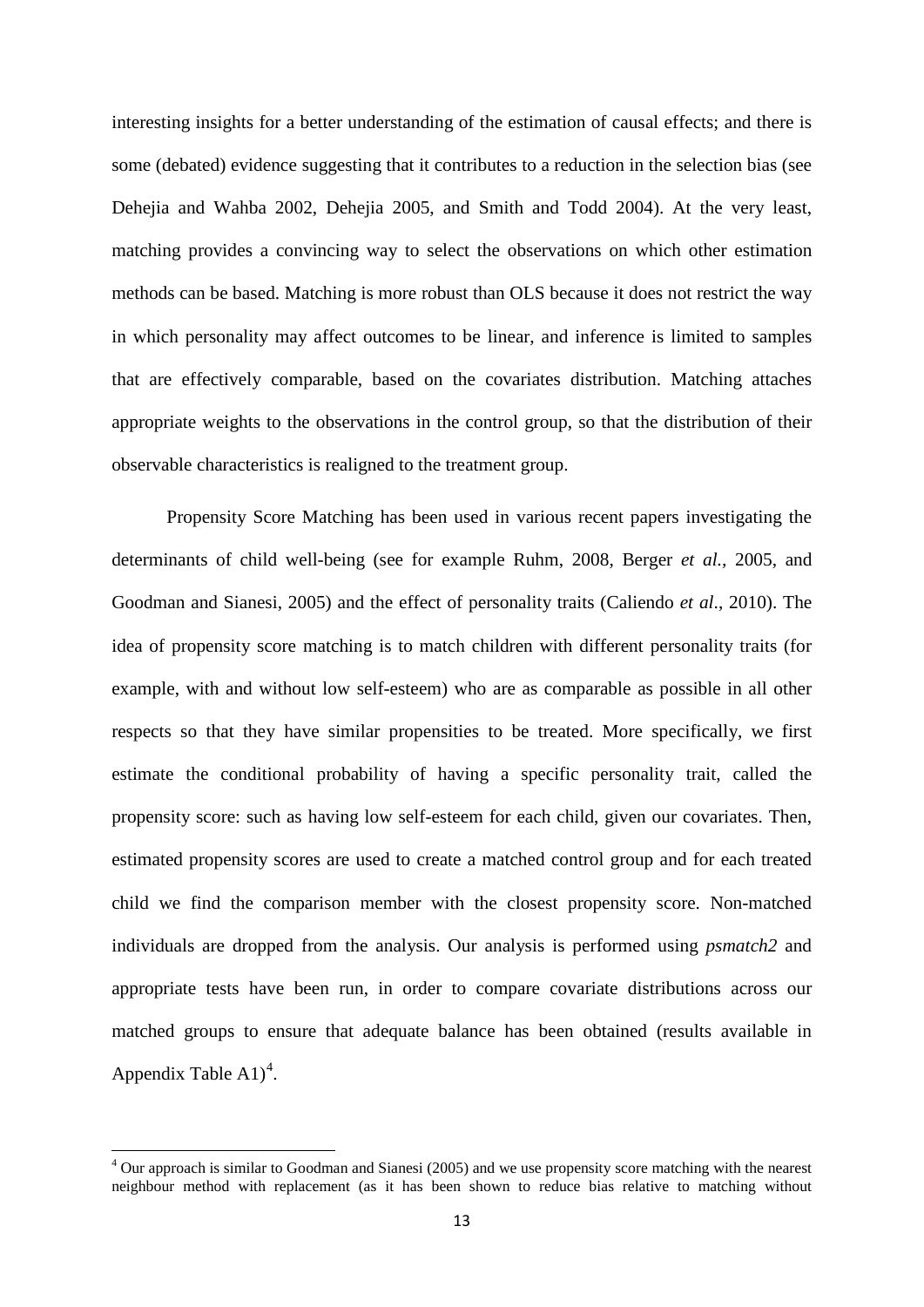interesting insights for a better understanding of the estimation of causal effects; and there is some (debated) evidence suggesting that it contributes to a reduction in the selection bias (see Dehejia and Wahba 2002, Dehejia 2005, and Smith and Todd 2004). At the very least, matching provides a convincing way to select the observations on which other estimation methods can be based. Matching is more robust than OLS because it does not restrict the way in which personality may affect outcomes to be linear, and inference is limited to samples that are effectively comparable, based on the covariates distribution. Matching attaches appropriate weights to the observations in the control group, so that the distribution of their observable characteristics is realigned to the treatment group.

Propensity Score Matching has been used in various recent papers investigating the determinants of child well-being (see for example Ruhm, 2008, Berger *et al.,* 2005, and Goodman and Sianesi, 2005) and the effect of personality traits (Caliendo *et al*., 2010). The idea of propensity score matching is to match children with different personality traits (for example, with and without low self-esteem) who are as comparable as possible in all other respects so that they have similar propensities to be treated. More specifically, we first estimate the conditional probability of having a specific personality trait, called the propensity score: such as having low self-esteem for each child, given our covariates. Then, estimated propensity scores are used to create a matched control group and for each treated child we find the comparison member with the closest propensity score. Non-matched individuals are dropped from the analysis. Our analysis is performed using *psmatch2* and appropriate tests have been run, in order to compare covariate distributions across our matched groups to ensure that adequate balance has been obtained (results available in Appendix Table A1)[4].

[4] Our approach is similar to Goodman and Sianesi (2005) and we use propensity score matching with the nearest neighbour method with replacement (as it has been shown to reduce bias relative to matching without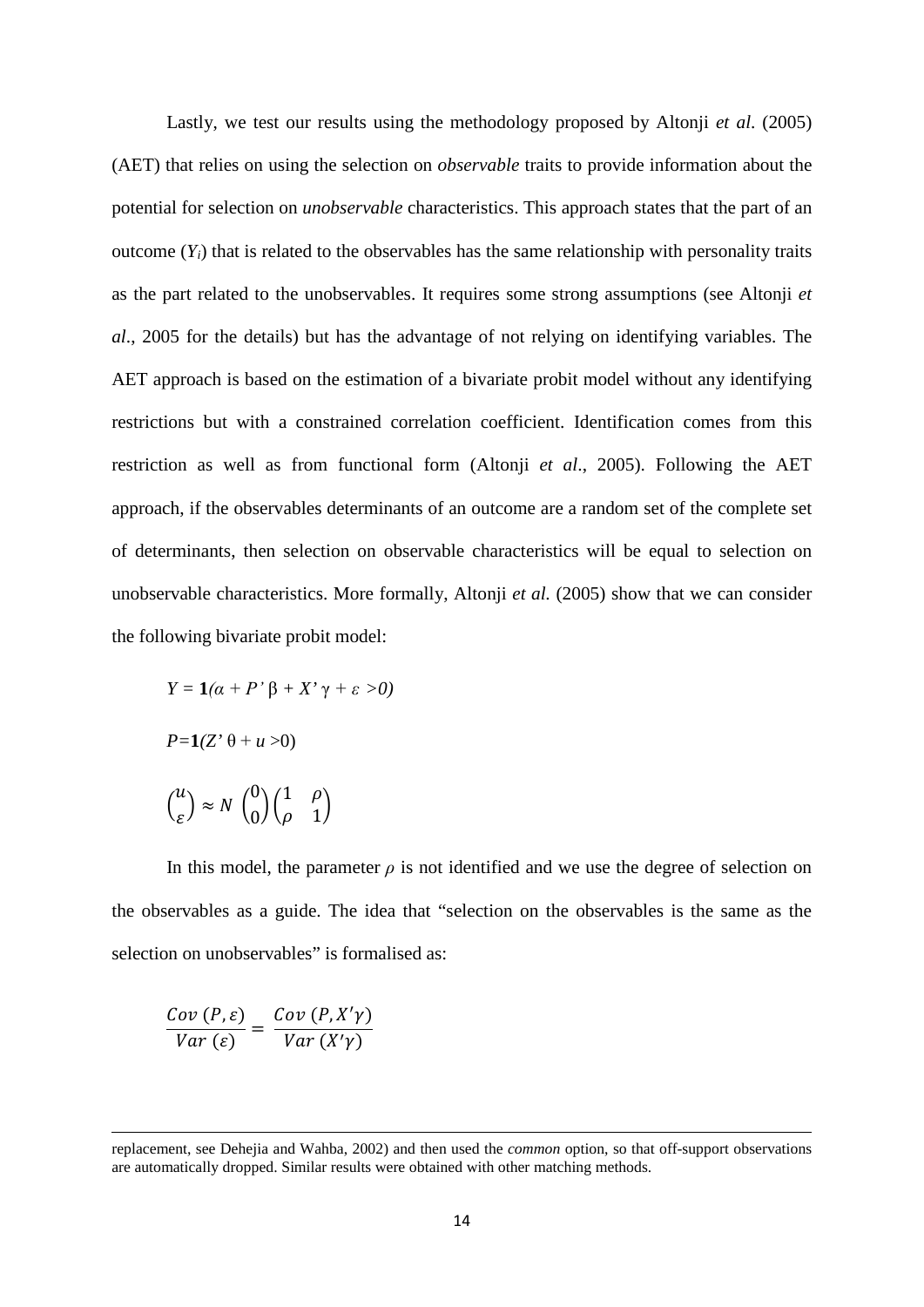Lastly, we test our results using the methodology proposed by Altonji *et al*. (2005) (AET) that relies on using the selection on *observable* traits to provide information about the potential for selection on *unobservable* characteristics. This approach states that the part of an outcome ($Y_i$) that is related to the observables has the same relationship with personality traits as the part related to the unobservables. It requires some strong assumptions (see Altonji *et al*., 2005 for the details) but has the advantage of not relying on identifying variables. The AET approach is based on the estimation of a bivariate probit model without any identifying restrictions but with a constrained correlation coefficient. Identification comes from this restriction as well as from functional form (Altonji *et al*., 2005). Following the AET approach, if the observables determinants of an outcome are a random set of the complete set of determinants, then selection on observable characteristics will be equal to selection on unobservable characteristics. More formally, Altonji *et al.* (2005) show that we can consider the following bivariate probit model:

$$Y = \mathbf{1}(\alpha + P'\beta + X'\gamma + \varepsilon > 0)$$

$$P = \mathbf{1}(Z'\theta + u > 0)$$

$$\begin{pmatrix} u \\ \varepsilon \end{pmatrix} \approx N \begin{pmatrix} 0 \\ 0 \end{pmatrix} \begin{pmatrix} 1 & \rho \\ \rho & 1 \end{pmatrix}$$

In this model, the parameter $\rho$ is not identified and we use the degree of selection on the observables as a guide. The idea that "selection on the observables is the same as the selection on unobservables" is formalised as:

$$\frac{Cov\ (P, \varepsilon)}{Var\ (\varepsilon)} = \frac{Cov\ (P, X'\gamma)}{Var\ (X'\gamma)}$$

---

replacement, see Dehejia and Wahba, 2002) and then used the *common* option, so that off-support observations are automatically dropped. Similar results were obtained with other matching methods.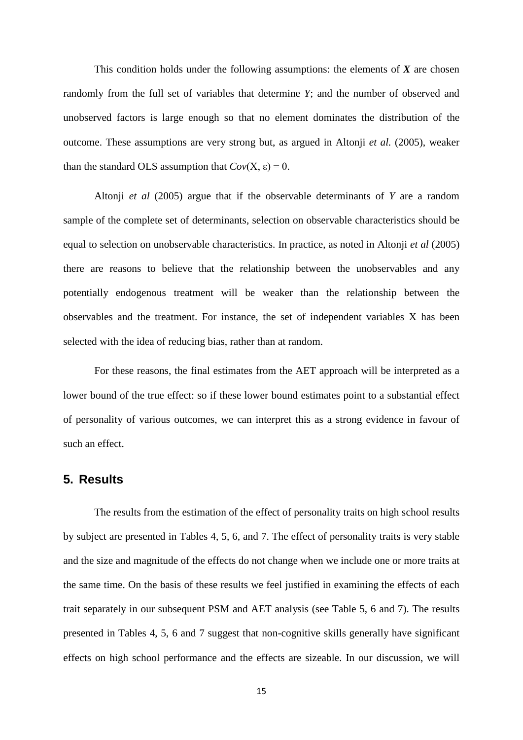This condition holds under the following assumptions: the elements of $\boldsymbol{X}$ are chosen randomly from the full set of variables that determine $Y$; and the number of observed and unobserved factors is large enough so that no element dominates the distribution of the outcome. These assumptions are very strong but, as argued in Altonji *et al.* (2005), weaker than the standard OLS assumption that $Cov(X, \varepsilon) = 0$.

Altonji *et al* (2005) argue that if the observable determinants of $Y$ are a random sample of the complete set of determinants, selection on observable characteristics should be equal to selection on unobservable characteristics. In practice, as noted in Altonji *et al* (2005) there are reasons to believe that the relationship between the unobservables and any potentially endogenous treatment will be weaker than the relationship between the observables and the treatment. For instance, the set of independent variables X has been selected with the idea of reducing bias, rather than at random.

For these reasons, the final estimates from the AET approach will be interpreted as a lower bound of the true effect: so if these lower bound estimates point to a substantial effect of personality of various outcomes, we can interpret this as a strong evidence in favour of such an effect.

## 5. Results

The results from the estimation of the effect of personality traits on high school results by subject are presented in Tables 4, 5, 6, and 7. The effect of personality traits is very stable and the size and magnitude of the effects do not change when we include one or more traits at the same time. On the basis of these results we feel justified in examining the effects of each trait separately in our subsequent PSM and AET analysis (see Table 5, 6 and 7). The results presented in Tables 4, 5, 6 and 7 suggest that non-cognitive skills generally have significant effects on high school performance and the effects are sizeable. In our discussion, we will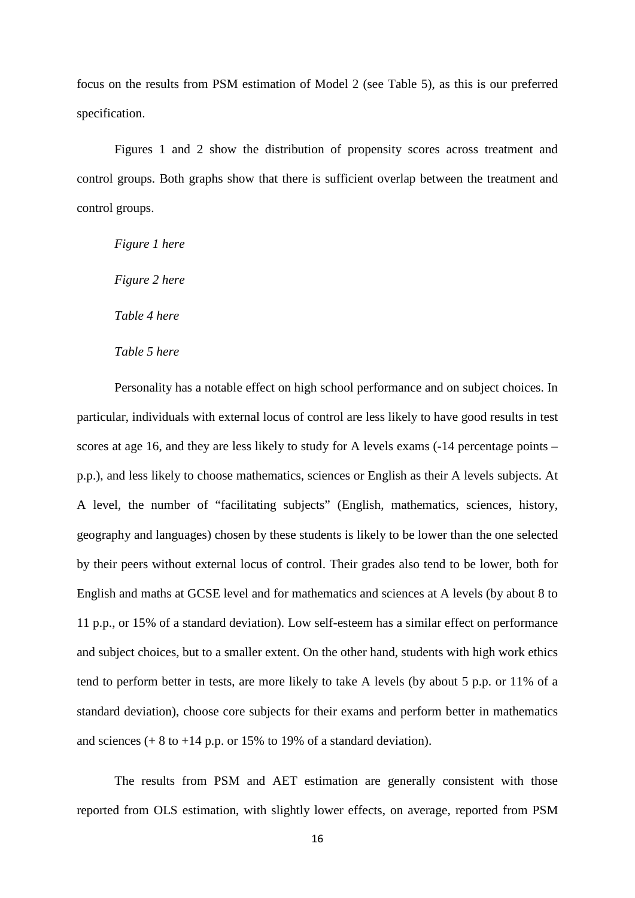focus on the results from PSM estimation of Model 2 (see Table 5), as this is our preferred specification.

Figures 1 and 2 show the distribution of propensity scores across treatment and control groups. Both graphs show that there is sufficient overlap between the treatment and control groups.

*Figure 1 here*

*Figure 2 here*

*Table 4 here*

*Table 5 here*

Personality has a notable effect on high school performance and on subject choices. In particular, individuals with external locus of control are less likely to have good results in test scores at age 16, and they are less likely to study for A levels exams (-14 percentage points – p.p.), and less likely to choose mathematics, sciences or English as their A levels subjects. At A level, the number of "facilitating subjects" (English, mathematics, sciences, history, geography and languages) chosen by these students is likely to be lower than the one selected by their peers without external locus of control. Their grades also tend to be lower, both for English and maths at GCSE level and for mathematics and sciences at A levels (by about 8 to 11 p.p., or 15% of a standard deviation). Low self-esteem has a similar effect on performance and subject choices, but to a smaller extent. On the other hand, students with high work ethics tend to perform better in tests, are more likely to take A levels (by about 5 p.p. or 11% of a standard deviation), choose core subjects for their exams and perform better in mathematics and sciences (+ 8 to +14 p.p. or 15% to 19% of a standard deviation).

The results from PSM and AET estimation are generally consistent with those reported from OLS estimation, with slightly lower effects, on average, reported from PSM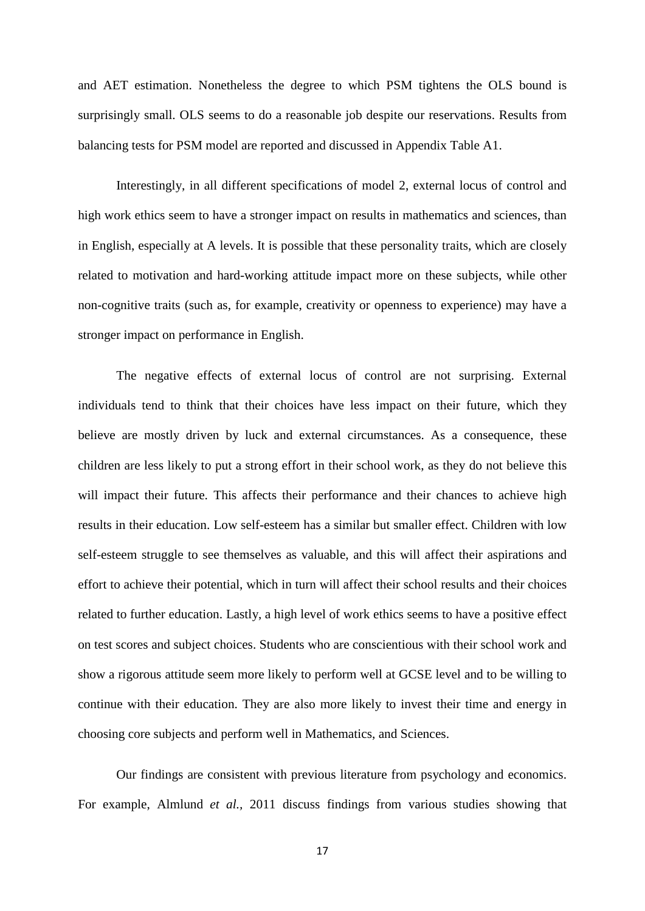and AET estimation. Nonetheless the degree to which PSM tightens the OLS bound is surprisingly small. OLS seems to do a reasonable job despite our reservations. Results from balancing tests for PSM model are reported and discussed in Appendix Table A1.

Interestingly, in all different specifications of model 2, external locus of control and high work ethics seem to have a stronger impact on results in mathematics and sciences, than in English, especially at A levels. It is possible that these personality traits, which are closely related to motivation and hard-working attitude impact more on these subjects, while other non-cognitive traits (such as, for example, creativity or openness to experience) may have a stronger impact on performance in English.

The negative effects of external locus of control are not surprising. External individuals tend to think that their choices have less impact on their future, which they believe are mostly driven by luck and external circumstances. As a consequence, these children are less likely to put a strong effort in their school work, as they do not believe this will impact their future. This affects their performance and their chances to achieve high results in their education. Low self-esteem has a similar but smaller effect. Children with low self-esteem struggle to see themselves as valuable, and this will affect their aspirations and effort to achieve their potential, which in turn will affect their school results and their choices related to further education. Lastly, a high level of work ethics seems to have a positive effect on test scores and subject choices. Students who are conscientious with their school work and show a rigorous attitude seem more likely to perform well at GCSE level and to be willing to continue with their education. They are also more likely to invest their time and energy in choosing core subjects and perform well in Mathematics, and Sciences.

Our findings are consistent with previous literature from psychology and economics. For example, Almlund *et al.*, 2011 discuss findings from various studies showing that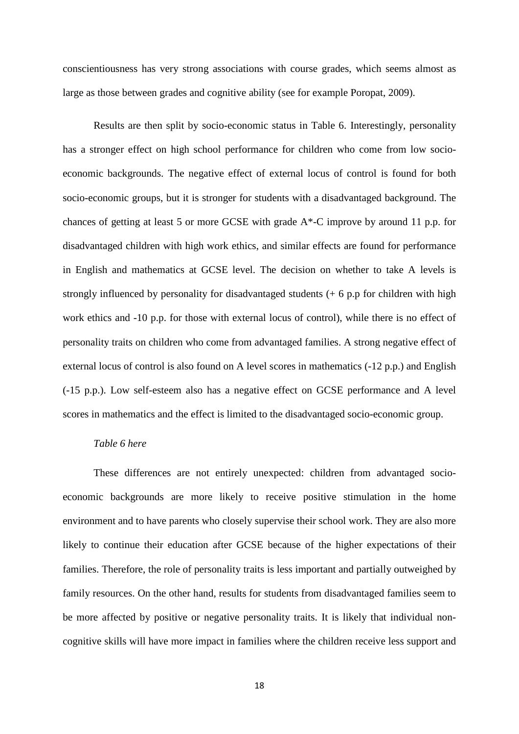conscientiousness has very strong associations with course grades, which seems almost as large as those between grades and cognitive ability (see for example Poropat, 2009).

Results are then split by socio-economic status in Table 6. Interestingly, personality has a stronger effect on high school performance for children who come from low socio-economic backgrounds. The negative effect of external locus of control is found for both socio-economic groups, but it is stronger for students with a disadvantaged background. The chances of getting at least 5 or more GCSE with grade A*-C improve by around 11 p.p. for disadvantaged children with high work ethics, and similar effects are found for performance in English and mathematics at GCSE level. The decision on whether to take A levels is strongly influenced by personality for disadvantaged students (+ 6 p.p for children with high work ethics and -10 p.p. for those with external locus of control), while there is no effect of personality traits on children who come from advantaged families. A strong negative effect of external locus of control is also found on A level scores in mathematics (-12 p.p.) and English (-15 p.p.). Low self-esteem also has a negative effect on GCSE performance and A level scores in mathematics and the effect is limited to the disadvantaged socio-economic group.

*Table 6 here*

These differences are not entirely unexpected: children from advantaged socio-economic backgrounds are more likely to receive positive stimulation in the home environment and to have parents who closely supervise their school work. They are also more likely to continue their education after GCSE because of the higher expectations of their families. Therefore, the role of personality traits is less important and partially outweighed by family resources. On the other hand, results for students from disadvantaged families seem to be more affected by positive or negative personality traits. It is likely that individual non-cognitive skills will have more impact in families where the children receive less support and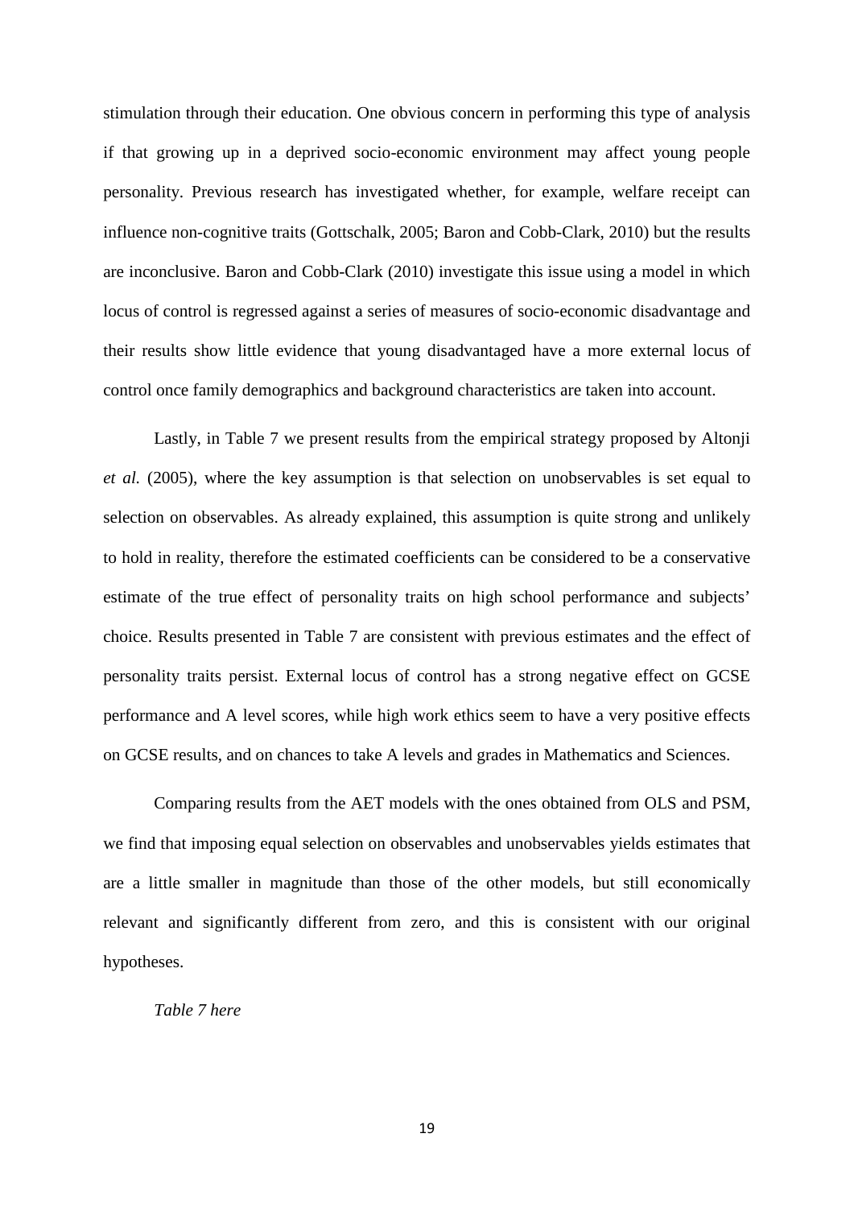stimulation through their education. One obvious concern in performing this type of analysis if that growing up in a deprived socio-economic environment may affect young people personality. Previous research has investigated whether, for example, welfare receipt can influence non-cognitive traits (Gottschalk, 2005; Baron and Cobb-Clark, 2010) but the results are inconclusive. Baron and Cobb-Clark (2010) investigate this issue using a model in which locus of control is regressed against a series of measures of socio-economic disadvantage and their results show little evidence that young disadvantaged have a more external locus of control once family demographics and background characteristics are taken into account.

Lastly, in Table 7 we present results from the empirical strategy proposed by Altonji *et al.* (2005), where the key assumption is that selection on unobservables is set equal to selection on observables. As already explained, this assumption is quite strong and unlikely to hold in reality, therefore the estimated coefficients can be considered to be a conservative estimate of the true effect of personality traits on high school performance and subjects' choice. Results presented in Table 7 are consistent with previous estimates and the effect of personality traits persist. External locus of control has a strong negative effect on GCSE performance and A level scores, while high work ethics seem to have a very positive effects on GCSE results, and on chances to take A levels and grades in Mathematics and Sciences.

Comparing results from the AET models with the ones obtained from OLS and PSM, we find that imposing equal selection on observables and unobservables yields estimates that are a little smaller in magnitude than those of the other models, but still economically relevant and significantly different from zero, and this is consistent with our original hypotheses.

*Table 7 here*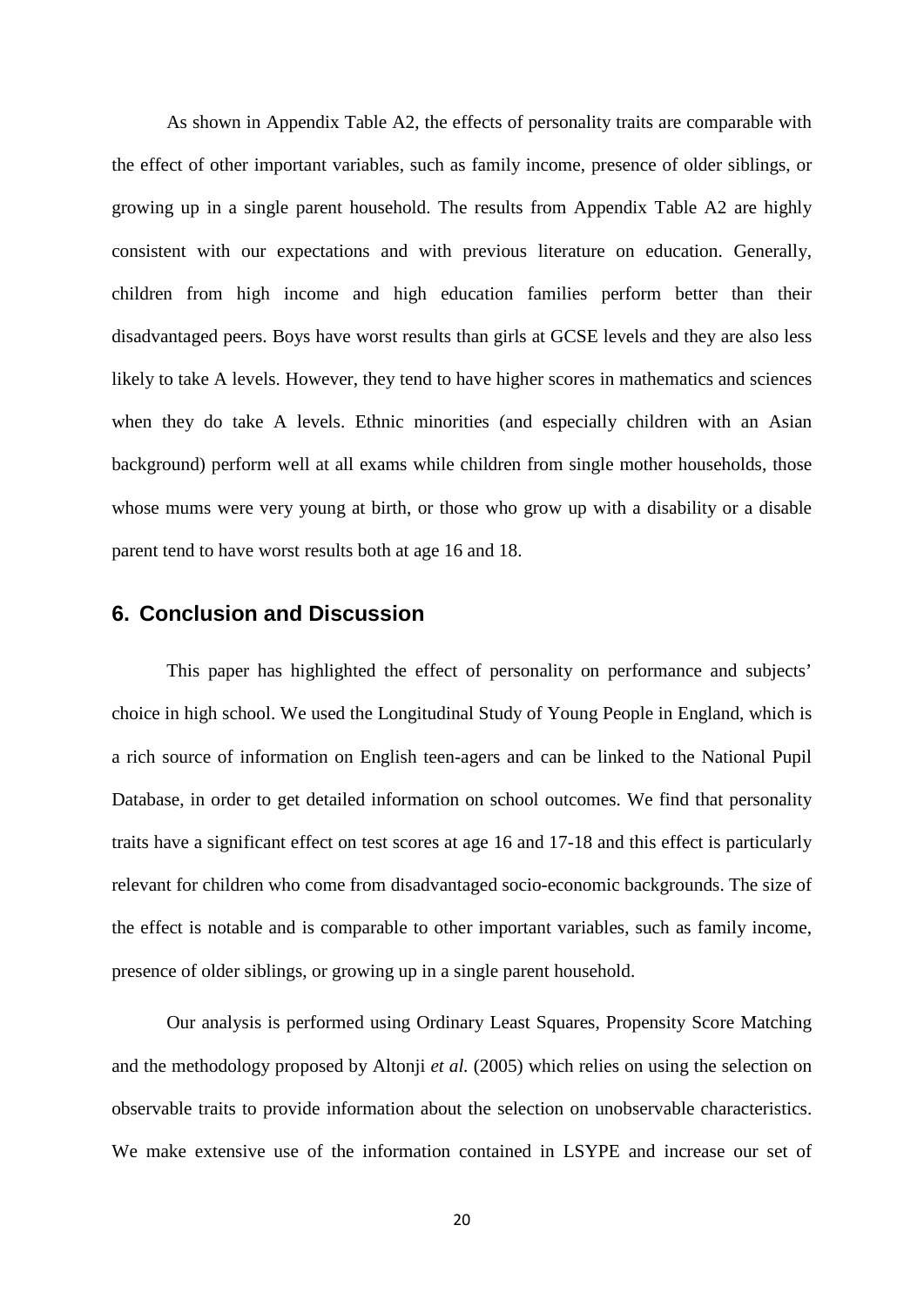As shown in Appendix Table A2, the effects of personality traits are comparable with the effect of other important variables, such as family income, presence of older siblings, or growing up in a single parent household. The results from Appendix Table A2 are highly consistent with our expectations and with previous literature on education. Generally, children from high income and high education families perform better than their disadvantaged peers. Boys have worst results than girls at GCSE levels and they are also less likely to take A levels. However, they tend to have higher scores in mathematics and sciences when they do take A levels. Ethnic minorities (and especially children with an Asian background) perform well at all exams while children from single mother households, those whose mums were very young at birth, or those who grow up with a disability or a disable parent tend to have worst results both at age 16 and 18.

## 6. Conclusion and Discussion

This paper has highlighted the effect of personality on performance and subjects' choice in high school. We used the Longitudinal Study of Young People in England, which is a rich source of information on English teen-agers and can be linked to the National Pupil Database, in order to get detailed information on school outcomes. We find that personality traits have a significant effect on test scores at age 16 and 17-18 and this effect is particularly relevant for children who come from disadvantaged socio-economic backgrounds. The size of the effect is notable and is comparable to other important variables, such as family income, presence of older siblings, or growing up in a single parent household.

Our analysis is performed using Ordinary Least Squares, Propensity Score Matching and the methodology proposed by Altonji *et al.* (2005) which relies on using the selection on observable traits to provide information about the selection on unobservable characteristics. We make extensive use of the information contained in LSYPE and increase our set of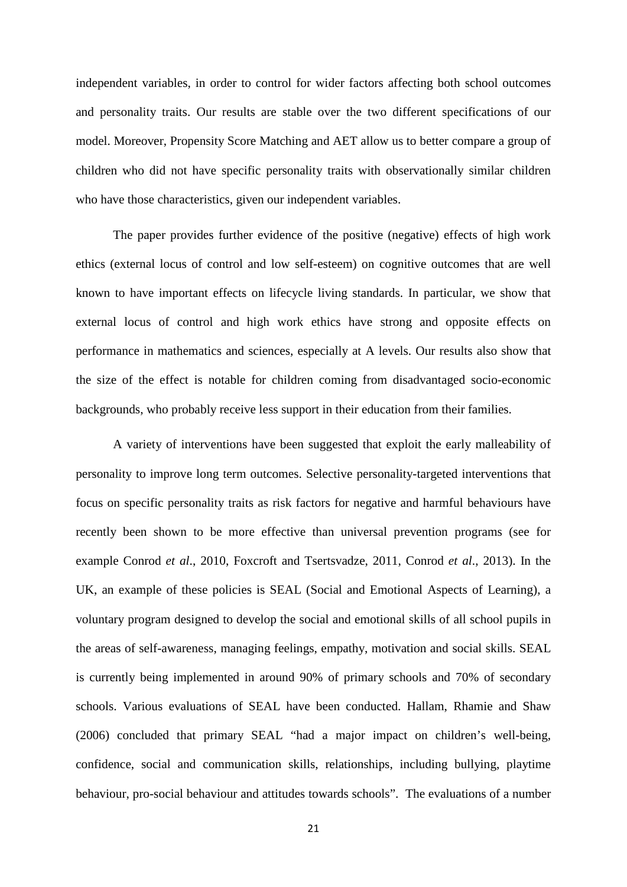independent variables, in order to control for wider factors affecting both school outcomes and personality traits. Our results are stable over the two different specifications of our model. Moreover, Propensity Score Matching and AET allow us to better compare a group of children who did not have specific personality traits with observationally similar children who have those characteristics, given our independent variables.

The paper provides further evidence of the positive (negative) effects of high work ethics (external locus of control and low self-esteem) on cognitive outcomes that are well known to have important effects on lifecycle living standards. In particular, we show that external locus of control and high work ethics have strong and opposite effects on performance in mathematics and sciences, especially at A levels. Our results also show that the size of the effect is notable for children coming from disadvantaged socio-economic backgrounds, who probably receive less support in their education from their families.

A variety of interventions have been suggested that exploit the early malleability of personality to improve long term outcomes. Selective personality-targeted interventions that focus on specific personality traits as risk factors for negative and harmful behaviours have recently been shown to be more effective than universal prevention programs (see for example Conrod *et al*., 2010, Foxcroft and Tsertsvadze, 2011, Conrod *et al*., 2013). In the UK, an example of these policies is SEAL (Social and Emotional Aspects of Learning), a voluntary program designed to develop the social and emotional skills of all school pupils in the areas of self-awareness, managing feelings, empathy, motivation and social skills. SEAL is currently being implemented in around 90% of primary schools and 70% of secondary schools. Various evaluations of SEAL have been conducted. Hallam, Rhamie and Shaw (2006) concluded that primary SEAL "had a major impact on children's well-being, confidence, social and communication skills, relationships, including bullying, playtime behaviour, pro-social behaviour and attitudes towards schools". The evaluations of a number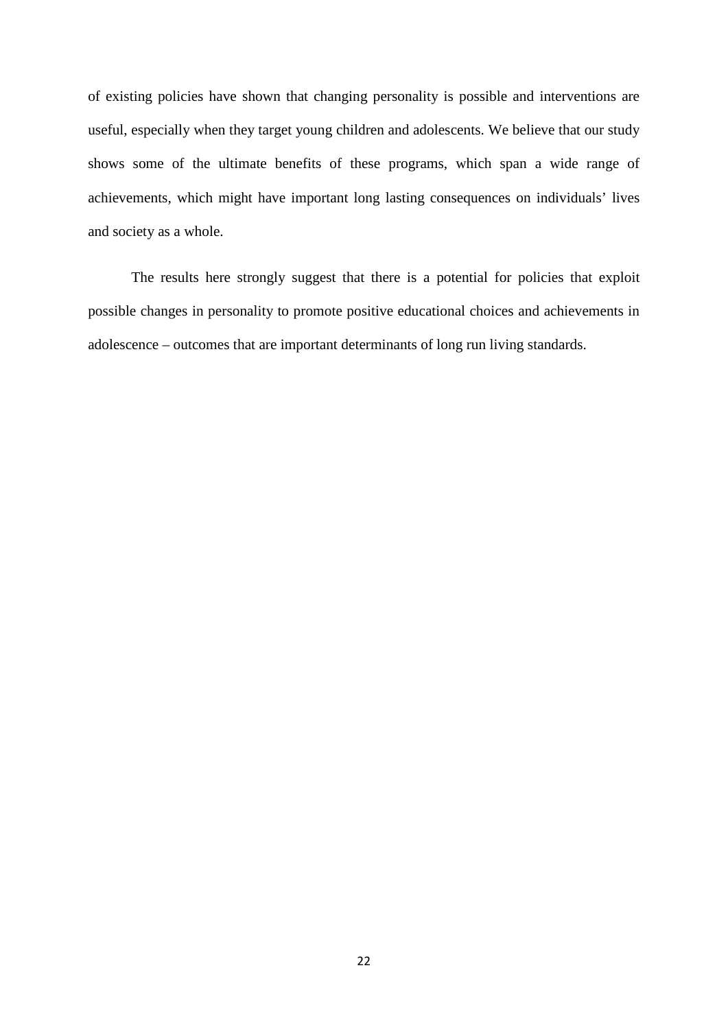of existing policies have shown that changing personality is possible and interventions are useful, especially when they target young children and adolescents. We believe that our study shows some of the ultimate benefits of these programs, which span a wide range of achievements, which might have important long lasting consequences on individuals' lives and society as a whole.

The results here strongly suggest that there is a potential for policies that exploit possible changes in personality to promote positive educational choices and achievements in adolescence – outcomes that are important determinants of long run living standards.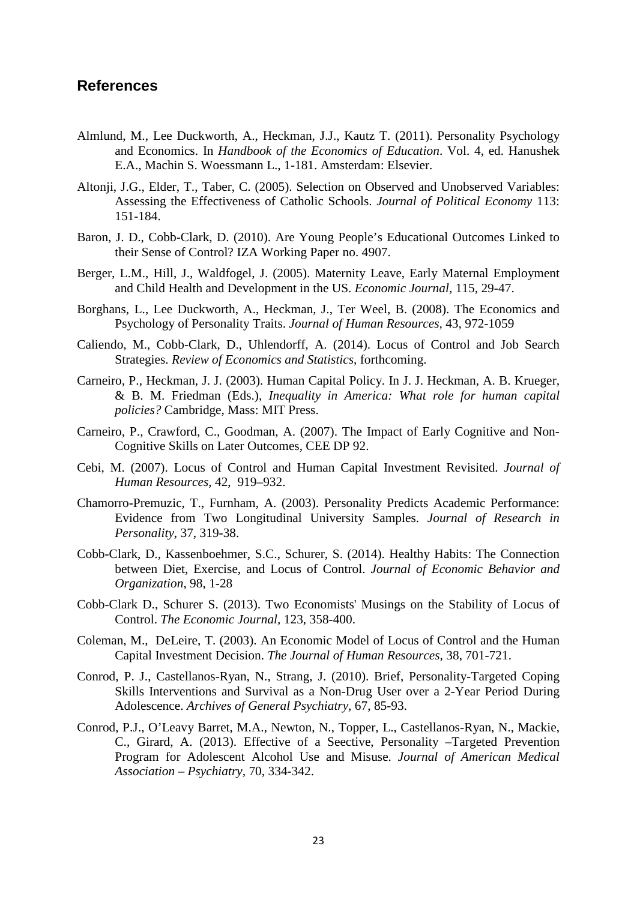## References

Almlund, M., Lee Duckworth, A., Heckman, J.J., Kautz T. (2011). Personality Psychology and Economics. In *Handbook of the Economics of Education*. Vol. 4, ed. Hanushek E.A., Machin S. Woessmann L., 1-181. Amsterdam: Elsevier.

Altonji, J.G., Elder, T., Taber, C. (2005). Selection on Observed and Unobserved Variables: Assessing the Effectiveness of Catholic Schools. *Journal of Political Economy* 113: 151-184.

Baron, J. D., Cobb-Clark, D. (2010). Are Young People's Educational Outcomes Linked to their Sense of Control? IZA Working Paper no. 4907.

Berger, L.M., Hill, J., Waldfogel, J. (2005). Maternity Leave, Early Maternal Employment and Child Health and Development in the US. *Economic Journal*, 115, 29-47.

Borghans, L., Lee Duckworth, A., Heckman, J., Ter Weel, B. (2008). The Economics and Psychology of Personality Traits. *Journal of Human Resources*, 43, 972-1059

Caliendo, M., Cobb-Clark, D., Uhlendorff, A. (2014). Locus of Control and Job Search Strategies. *Review of Economics and Statistics*, forthcoming.

Carneiro, P., Heckman, J. J. (2003). Human Capital Policy. In J. J. Heckman, A. B. Krueger, & B. M. Friedman (Eds.), *Inequality in America: What role for human capital policies?* Cambridge, Mass: MIT Press.

Carneiro, P., Crawford, C., Goodman, A. (2007). The Impact of Early Cognitive and Non-Cognitive Skills on Later Outcomes, CEE DP 92.

Cebi, M. (2007). Locus of Control and Human Capital Investment Revisited. *Journal of Human Resources*, 42, 919–932.

Chamorro-Premuzic, T., Furnham, A. (2003). Personality Predicts Academic Performance: Evidence from Two Longitudinal University Samples. *Journal of Research in Personality*, 37, 319-38.

Cobb-Clark, D., Kassenboehmer, S.C., Schurer, S. (2014). Healthy Habits: The Connection between Diet, Exercise, and Locus of Control. *Journal of Economic Behavior and Organization*, 98, 1-28

Cobb-Clark D., Schurer S. (2013). Two Economists' Musings on the Stability of Locus of Control. *The Economic Journal*, 123, 358-400.

Coleman, M., DeLeire, T. (2003). An Economic Model of Locus of Control and the Human Capital Investment Decision. *The Journal of Human Resources*, 38, 701-721.

Conrod, P. J., Castellanos-Ryan, N., Strang, J. (2010). Brief, Personality-Targeted Coping Skills Interventions and Survival as a Non-Drug User over a 2-Year Period During Adolescence. *Archives of General Psychiatry*, 67, 85-93.

Conrod, P.J., O'Leavy Barret, M.A., Newton, N., Topper, L., Castellanos-Ryan, N., Mackie, C., Girard, A. (2013). Effective of a Seective, Personality –Targeted Prevention Program for Adolescent Alcohol Use and Misuse. *Journal of American Medical Association – Psychiatry*, 70, 334-342.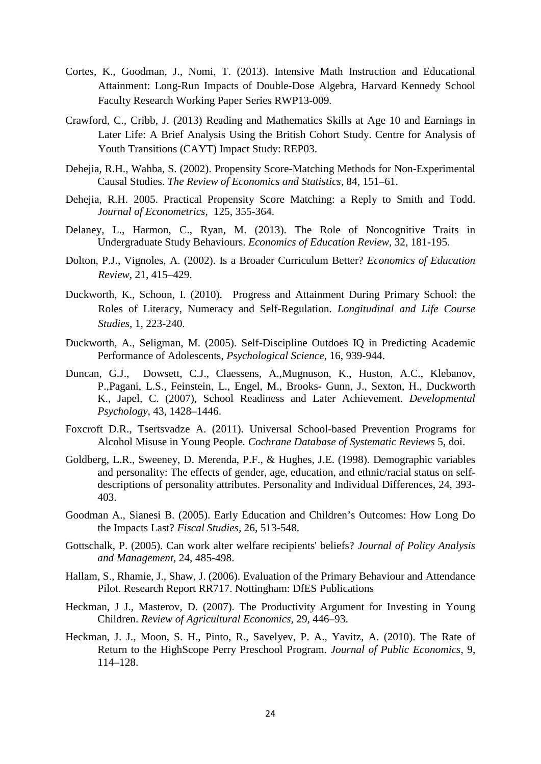Cortes, K., Goodman, J., Nomi, T. (2013). Intensive Math Instruction and Educational Attainment: Long-Run Impacts of Double-Dose Algebra, Harvard Kennedy School Faculty Research Working Paper Series RWP13-009.

Crawford, C., Cribb, J. (2013) Reading and Mathematics Skills at Age 10 and Earnings in Later Life: A Brief Analysis Using the British Cohort Study. Centre for Analysis of Youth Transitions (CAYT) Impact Study: REP03.

Dehejia, R.H., Wahba, S. (2002). Propensity Score-Matching Methods for Non-Experimental Causal Studies. *The Review of Economics and Statistics*, 84, 151–61.

Dehejia, R.H. 2005. Practical Propensity Score Matching: a Reply to Smith and Todd. *Journal of Econometrics*, 125, 355-364.

Delaney, L., Harmon, C., Ryan, M. (2013). The Role of Noncognitive Traits in Undergraduate Study Behaviours. *Economics of Education Review*, 32, 181-195.

Dolton, P.J., Vignoles, A. (2002). Is a Broader Curriculum Better? *Economics of Education Review*, 21, 415–429.

Duckworth, K., Schoon, I. (2010). Progress and Attainment During Primary School: the Roles of Literacy, Numeracy and Self-Regulation. *Longitudinal and Life Course Studies*, 1, 223-240.

Duckworth, A., Seligman, M. (2005). Self-Discipline Outdoes IQ in Predicting Academic Performance of Adolescents, *Psychological Science*, 16, 939-944.

Duncan, G.J., Dowsett, C.J., Claessens, A.,Mugnuson, K., Huston, A.C., Klebanov, P.,Pagani, L.S., Feinstein, L., Engel, M., Brooks- Gunn, J., Sexton, H., Duckworth K., Japel, C. (2007), School Readiness and Later Achievement. *Developmental Psychology*, 43, 1428–1446.

Foxcroft D.R., Tsertsvadze A. (2011). Universal School-based Prevention Programs for Alcohol Misuse in Young People. *Cochrane Database of Systematic Reviews* 5, doi.

Goldberg, L.R., Sweeney, D. Merenda, P.F., & Hughes, J.E. (1998). Demographic variables and personality: The effects of gender, age, education, and ethnic/racial status on self-descriptions of personality attributes. Personality and Individual Differences, 24, 393-403.

Goodman A., Sianesi B. (2005). Early Education and Children's Outcomes: How Long Do the Impacts Last? *Fiscal Studies*, 26, 513-548.

Gottschalk, P. (2005). Can work alter welfare recipients' beliefs? *Journal of Policy Analysis and Management*, 24, 485-498.

Hallam, S., Rhamie, J., Shaw, J. (2006). Evaluation of the Primary Behaviour and Attendance Pilot. Research Report RR717. Nottingham: DfES Publications

Heckman, J J., Masterov, D. (2007). The Productivity Argument for Investing in Young Children. *Review of Agricultural Economics*, 29, 446–93.

Heckman, J. J., Moon, S. H., Pinto, R., Savelyev, P. A., Yavitz, A. (2010). The Rate of Return to the HighScope Perry Preschool Program. *Journal of Public Economics*, 9, 114–128.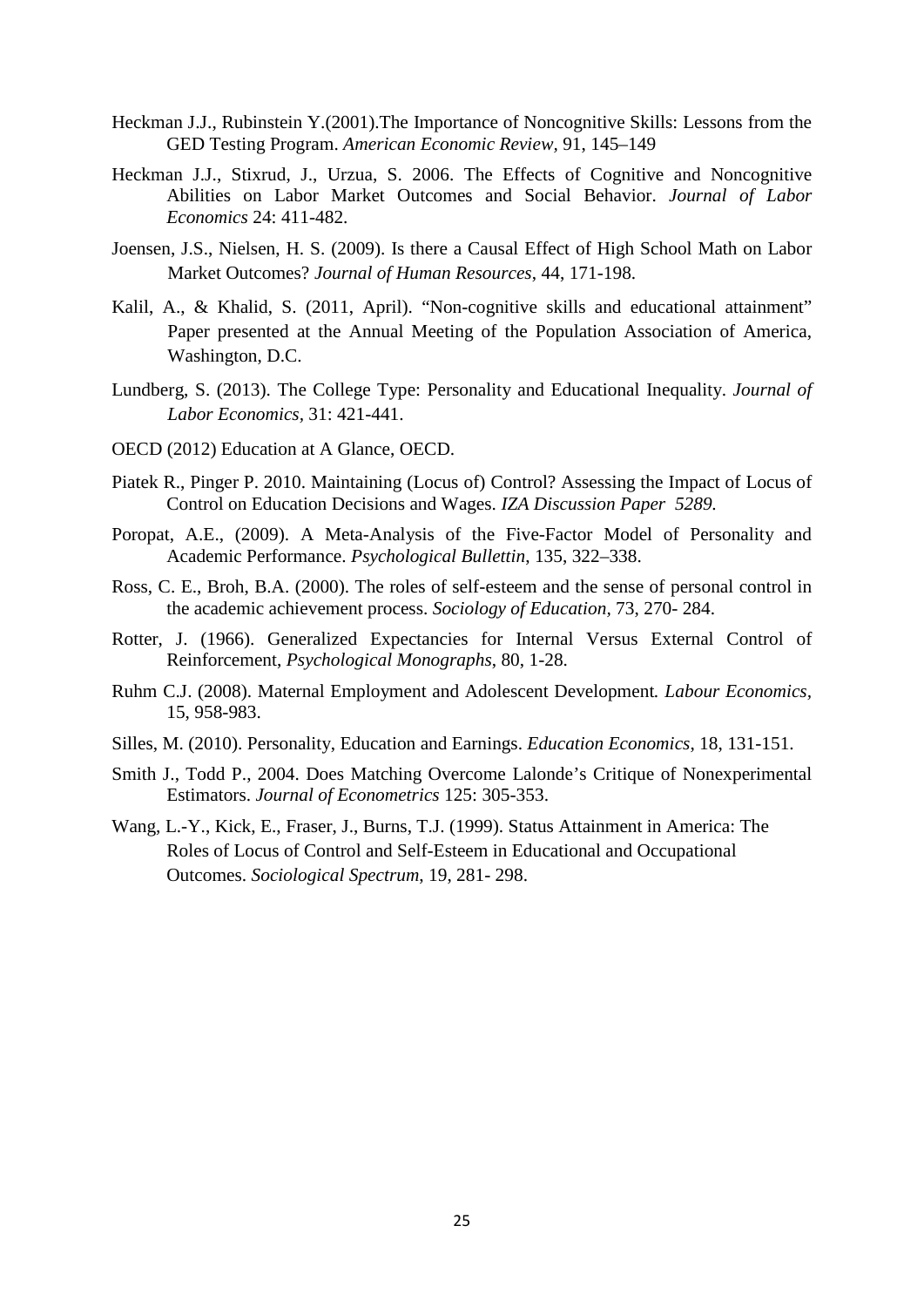Heckman J.J., Rubinstein Y.(2001).The Importance of Noncognitive Skills: Lessons from the GED Testing Program. *American Economic Review*, 91, 145–149

Heckman J.J., Stixrud, J., Urzua, S. 2006. The Effects of Cognitive and Noncognitive Abilities on Labor Market Outcomes and Social Behavior. *Journal of Labor Economics* 24: 411-482.

Joensen, J.S., Nielsen, H. S. (2009). Is there a Causal Effect of High School Math on Labor Market Outcomes? *Journal of Human Resources*, 44, 171-198.

Kalil, A., & Khalid, S. (2011, April). "Non-cognitive skills and educational attainment" Paper presented at the Annual Meeting of the Population Association of America, Washington, D.C.

Lundberg, S. (2013). The College Type: Personality and Educational Inequality. *Journal of Labor Economics*, 31: 421-441.

OECD (2012) Education at A Glance, OECD.

Piatek R., Pinger P. 2010. Maintaining (Locus of) Control? Assessing the Impact of Locus of Control on Education Decisions and Wages. *IZA Discussion Paper 5289.*

Poropat, A.E., (2009). A Meta-Analysis of the Five-Factor Model of Personality and Academic Performance. *Psychological Bullettin*, 135, 322–338.

Ross, C. E., Broh, B.A. (2000). The roles of self-esteem and the sense of personal control in the academic achievement process. *Sociology of Education*, 73, 270- 284.

Rotter, J. (1966). Generalized Expectancies for Internal Versus External Control of Reinforcement, *Psychological Monographs*, 80, 1-28.

Ruhm C.J. (2008). Maternal Employment and Adolescent Development*. Labour Economics*, 15, 958-983.

Silles, M. (2010). Personality, Education and Earnings. *Education Economics*, 18, 131-151.

Smith J., Todd P., 2004. Does Matching Overcome Lalonde's Critique of Nonexperimental Estimators. *Journal of Econometrics* 125: 305-353.

Wang, L.-Y., Kick, E., Fraser, J., Burns, T.J. (1999). Status Attainment in America: The Roles of Locus of Control and Self-Esteem in Educational and Occupational Outcomes. *Sociological Spectrum*, 19, 281- 298.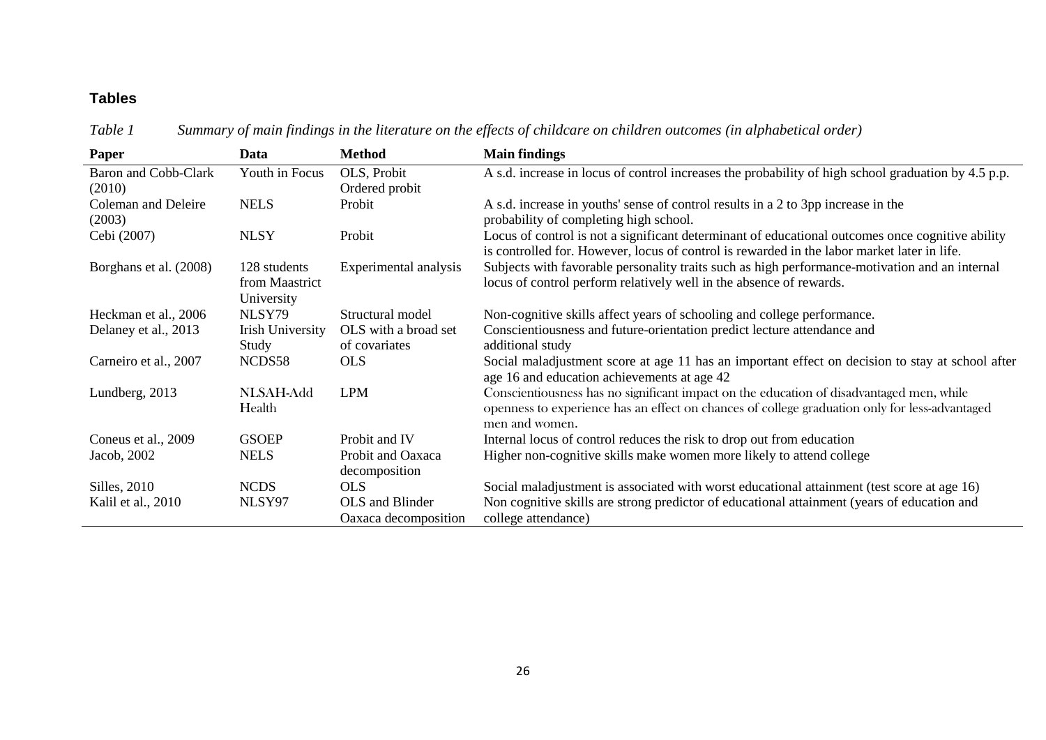## Tables

*Table 1 Summary of main findings in the literature on the effects of childcare on children outcomes (in alphabetical order)*

| Paper | Data | Method | Main findings |
|---|---|---|---|
| Baron and Cobb-Clark (2010) | Youth in Focus | OLS, Probit Ordered probit | A s.d. increase in locus of control increases the probability of high school graduation by 4.5 p.p. |
| Coleman and Deleire (2003) | NELS | Probit | A s.d. increase in youths' sense of control results in a 2 to 3pp increase in the probability of completing high school. |
| Cebi (2007) | NLSY | Probit | Locus of control is not a significant determinant of educational outcomes once cognitive ability is controlled for. However, locus of control is rewarded in the labor market later in life. |
| Borghans et al. (2008) | 128 students from Maastrict University | Experimental analysis | Subjects with favorable personality traits such as high performance-motivation and an internal locus of control perform relatively well in the absence of rewards. |
| Heckman et al., 2006 | NLSY79 | Structural model | Non-cognitive skills affect years of schooling and college performance. |
| Delaney et al., 2013 | Irish University Study | OLS with a broad set of covariates | Conscientiousness and future-orientation predict lecture attendance and additional study |
| Carneiro et al., 2007 | NCDS58 | OLS | Social maladjustment score at age 11 has an important effect on decision to stay at school after age 16 and education achievements at age 42 |
| Lundberg, 2013 | NLSAH-Add Health | LPM | Conscientiousness has no significant impact on the education of disadvantaged men, while openness to experience has an effect on chances of college graduation only for less-advantaged men and women. |
| Coneus et al., 2009 | GSOEP | Probit and IV | Internal locus of control reduces the risk to drop out from education |
| Jacob, 2002 | NELS | Probit and Oaxaca decomposition | Higher non-cognitive skills make women more likely to attend college |
| Silles, 2010 | NCDS | OLS | Social maladjustment is associated with worst educational attainment (test score at age 16) |
| Kalil et al., 2010 | NLSY97 | OLS and Blinder Oaxaca decomposition | Non cognitive skills are strong predictor of educational attainment (years of education and college attendance) |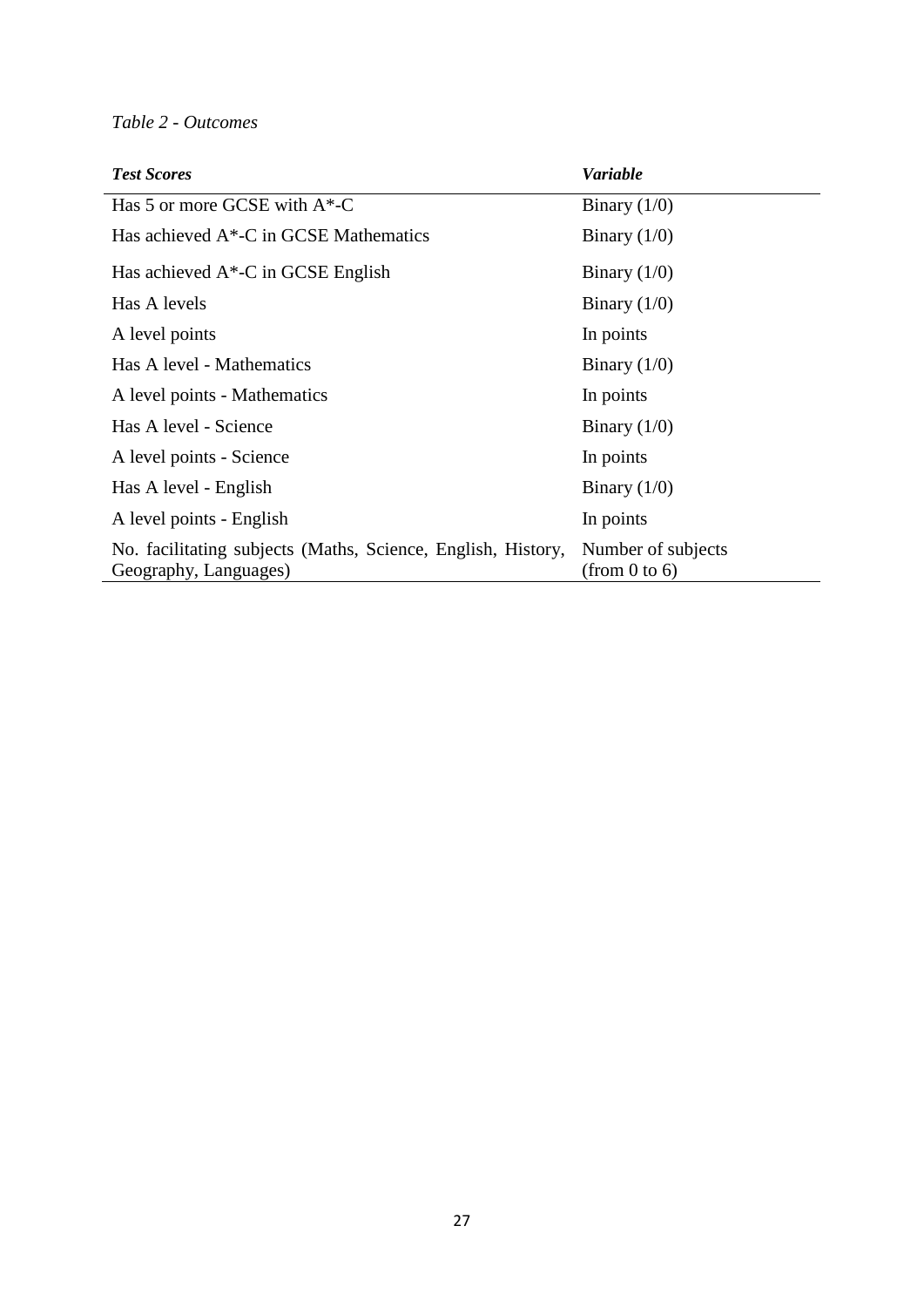*Table 2 - Outcomes*

| ***Test Scores*** | ***Variable*** |
|---|---|
| Has 5 or more GCSE with A*-C | Binary (1/0) |
| Has achieved A*-C in GCSE Mathematics | Binary (1/0) |
| Has achieved A*-C in GCSE English | Binary (1/0) |
| Has A levels | Binary (1/0) |
| A level points | In points |
| Has A level - Mathematics | Binary (1/0) |
| A level points - Mathematics | In points |
| Has A level - Science | Binary (1/0) |
| A level points - Science | In points |
| Has A level - English | Binary (1/0) |
| A level points - English | In points |
| No. facilitating subjects (Maths, Science, English, History, Geography, Languages) | Number of subjects (from 0 to 6) |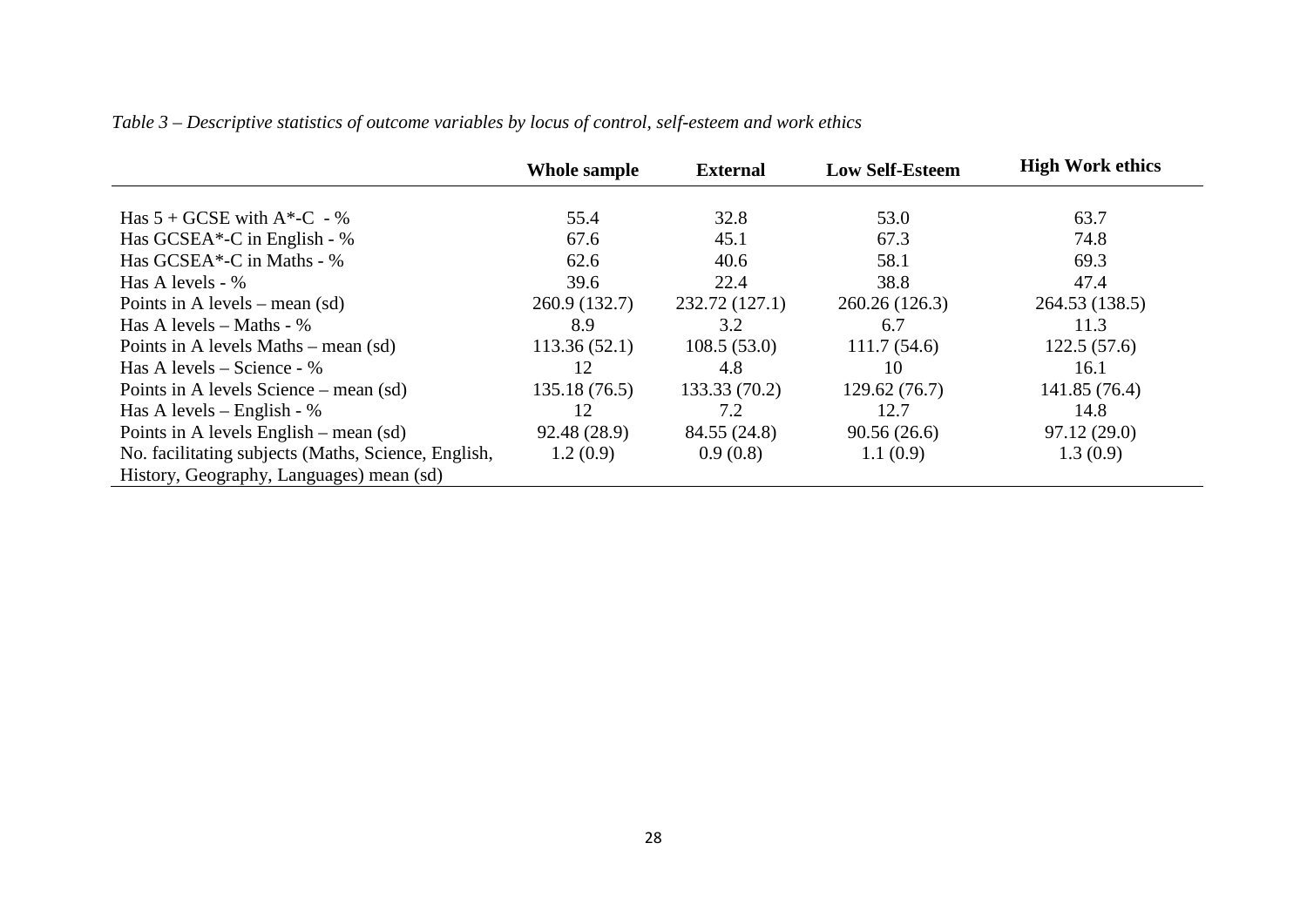*Table 3 – Descriptive statistics of outcome variables by locus of control, self-esteem and work ethics*

| | Whole sample | External | Low Self-Esteem | High Work ethics |
|---|---|---|---|---|
| Has 5 + GCSE with A*-C - % | 55.4 | 32.8 | 53.0 | 63.7 |
| Has GCSEA*-C in English - % | 67.6 | 45.1 | 67.3 | 74.8 |
| Has GCSEA*-C in Maths - % | 62.6 | 40.6 | 58.1 | 69.3 |
| Has A levels - % | 39.6 | 22.4 | 38.8 | 47.4 |
| Points in A levels – mean (sd) | 260.9 (132.7) | 232.72 (127.1) | 260.26 (126.3) | 264.53 (138.5) |
| Has A levels – Maths - % | 8.9 | 3.2 | 6.7 | 11.3 |
| Points in A levels Maths – mean (sd) | 113.36 (52.1) | 108.5 (53.0) | 111.7 (54.6) | 122.5 (57.6) |
| Has A levels – Science - % | 12 | 4.8 | 10 | 16.1 |
| Points in A levels Science – mean (sd) | 135.18 (76.5) | 133.33 (70.2) | 129.62 (76.7) | 141.85 (76.4) |
| Has A levels – English - % | 12 | 7.2 | 12.7 | 14.8 |
| Points in A levels English – mean (sd) | 92.48 (28.9) | 84.55 (24.8) | 90.56 (26.6) | 97.12 (29.0) |
| No. facilitating subjects (Maths, Science, English, History, Geography, Languages) mean (sd) | 1.2 (0.9) | 0.9 (0.8) | 1.1 (0.9) | 1.3 (0.9) |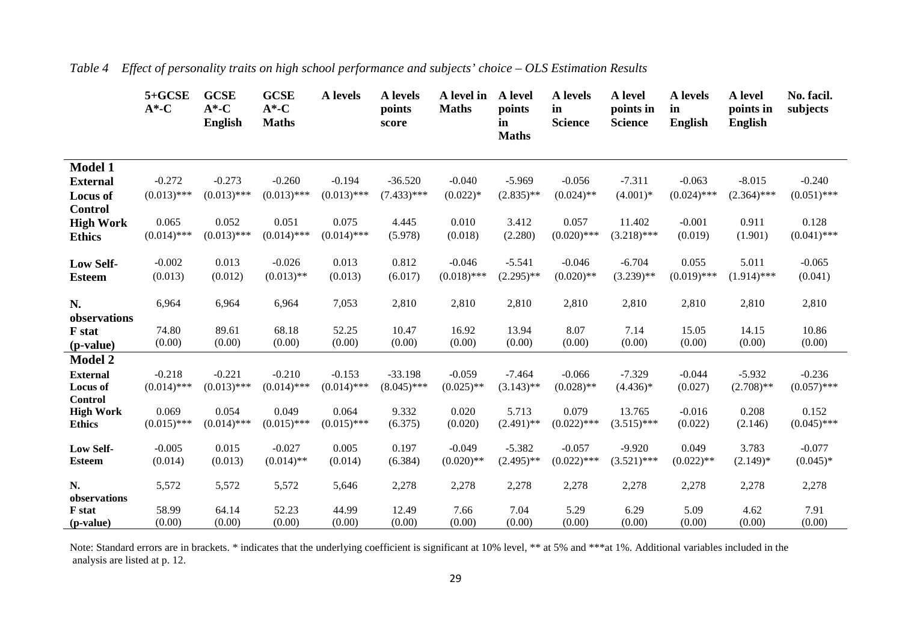*Table 4 Effect of personality traits on high school performance and subjects' choice – OLS Estimation Results*

| | 5+GCSE A*-C | GCSE A*-C English | GCSE A*-C Maths | A levels | A levels points score | A level in Maths | A level points in Maths | A levels in Science | A level points in Science | A levels in English | A level points in English | No. facil. subjects |
|---|---|---|---|---|---|---|---|---|---|---|---|---|
| **Model 1** | | | | | | | | | | | | |
| **External Locus of Control** | -0.272 (0.013)*** | -0.273 (0.013)*** | -0.260 (0.013)*** | -0.194 (0.013)*** | -36.520 (7.433)*** | -0.040 (0.022)* | -5.969 (2.835)** | -0.056 (0.024)** | -7.311 (4.001)* | -0.063 (0.024)*** | -8.015 (2.364)*** | -0.240 (0.051)*** |
| **High Work Ethics** | 0.065 (0.014)*** | 0.052 (0.013)*** | 0.051 (0.014)*** | 0.075 (0.014)*** | 4.445 (5.978) | 0.010 (0.018) | 3.412 (2.280) | 0.057 (0.020)*** | 11.402 (3.218)*** | -0.001 (0.019) | 0.911 (1.901) | 0.128 (0.041)*** |
| **Low Self-Esteem** | -0.002 (0.013) | 0.013 (0.012) | -0.026 (0.013)** | 0.013 (0.013) | 0.812 (6.017) | -0.046 (0.018)*** | -5.541 (2.295)** | -0.046 (0.020)** | -6.704 (3.239)** | 0.055 (0.019)*** | 5.011 (1.914)*** | -0.065 (0.041) |
| **N. observations** | 6,964 | 6,964 | 6,964 | 7,053 | 2,810 | 2,810 | 2,810 | 2,810 | 2,810 | 2,810 | 2,810 | 2,810 |
| **F stat (p-value)** | 74.80 (0.00) | 89.61 (0.00) | 68.18 (0.00) | 52.25 (0.00) | 10.47 (0.00) | 16.92 (0.00) | 13.94 (0.00) | 8.07 (0.00) | 7.14 (0.00) | 15.05 (0.00) | 14.15 (0.00) | 10.86 (0.00) |
| **Model 2** | | | | | | | | | | | | |
| **External Locus of Control** | -0.218 (0.014)*** | -0.221 (0.013)*** | -0.210 (0.014)*** | -0.153 (0.014)*** | -33.198 (8.045)*** | -0.059 (0.025)** | -7.464 (3.143)** | -0.066 (0.028)** | -7.329 (4.436)* | -0.044 (0.027) | -5.932 (2.708)** | -0.236 (0.057)*** |
| **High Work Ethics** | 0.069 (0.015)*** | 0.054 (0.014)*** | 0.049 (0.015)*** | 0.064 (0.015)*** | 9.332 (6.375) | 0.020 (0.020) | 5.713 (2.491)** | 0.079 (0.022)*** | 13.765 (3.515)*** | -0.016 (0.022) | 0.208 (2.146) | 0.152 (0.045)*** |
| **Low Self-Esteem** | -0.005 (0.014) | 0.015 (0.013) | -0.027 (0.014)** | 0.005 (0.014) | 0.197 (6.384) | -0.049 (0.020)** | -5.382 (2.495)** | -0.057 (0.022)*** | -9.920 (3.521)*** | 0.049 (0.022)** | 3.783 (2.149)* | -0.077 (0.045)* |
| **N. observations** | 5,572 | 5,572 | 5,572 | 5,646 | 2,278 | 2,278 | 2,278 | 2,278 | 2,278 | 2,278 | 2,278 | 2,278 |
| **F stat (p-value)** | 58.99 (0.00) | 64.14 (0.00) | 52.23 (0.00) | 44.99 (0.00) | 12.49 (0.00) | 7.66 (0.00) | 7.04 (0.00) | 5.29 (0.00) | 6.29 (0.00) | 5.09 (0.00) | 4.62 (0.00) | 7.91 (0.00) |

Note: Standard errors are in brackets. * indicates that the underlying coefficient is significant at 10% level, ** at 5% and ***at 1%. Additional variables included in the analysis are listed at p. 12.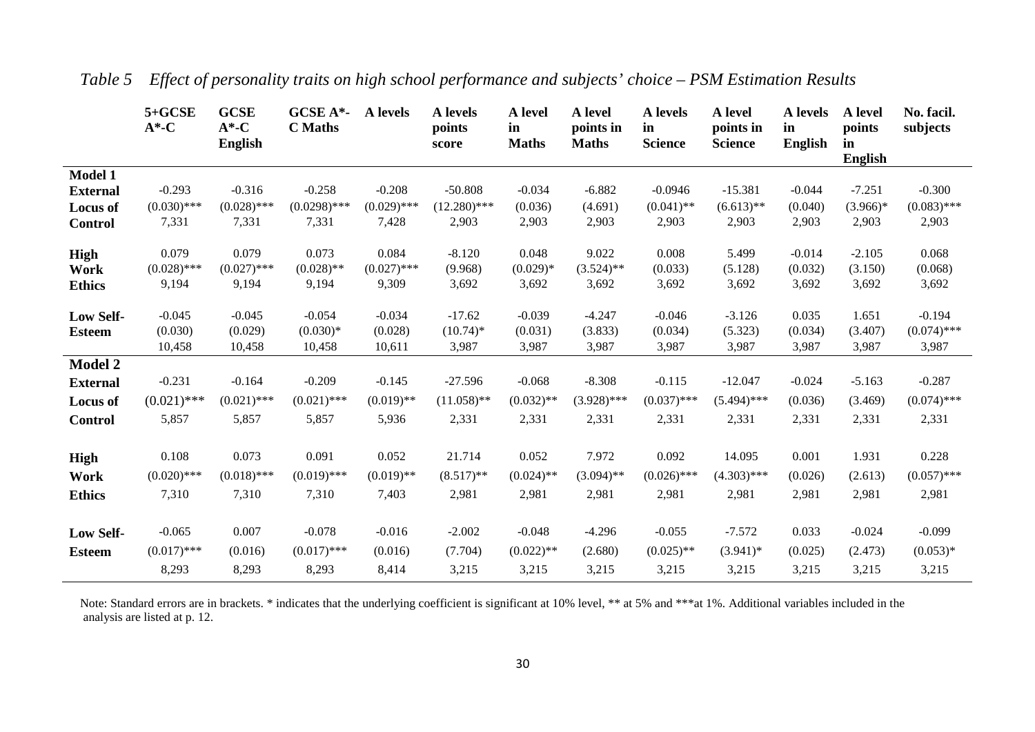*Table 5 Effect of personality traits on high school performance and subjects' choice – PSM Estimation Results*

| | 5+GCSE A*-C | GCSE A*-C English | GCSE A*-C Maths | A levels | A levels points score | A level in Maths | A level points in Maths | A levels in Science | A level points in Science | A levels in English | A level points in English | No. facil. subjects |
|---|---|---|---|---|---|---|---|---|---|---|---|---|
| **Model 1** | | | | | | | | | | | | |
| **External Locus of Control** | -0.293 | -0.316 | -0.258 | -0.208 | -50.808 | -0.034 | -6.882 | -0.0946 | -15.381 | -0.044 | -7.251 | -0.300 |
| | (0.030)*** | (0.028)*** | (0.0298)*** | (0.029)*** | (12.280)*** | (0.036) | (4.691) | (0.041)** | (6.613)** | (0.040) | (3.966)* | (0.083)*** |
| | 7,331 | 7,331 | 7,331 | 7,428 | 2,903 | 2,903 | 2,903 | 2,903 | 2,903 | 2,903 | 2,903 | 2,903 |
| **High Work Ethics** | 0.079 | 0.079 | 0.073 | 0.084 | -8.120 | 0.048 | 9.022 | 0.008 | 5.499 | -0.014 | -2.105 | 0.068 |
| | (0.028)*** | (0.027)*** | (0.028)** | (0.027)*** | (9.968) | (0.029)* | (3.524)** | (0.033) | (5.128) | (0.032) | (3.150) | (0.068) |
| | 9,194 | 9,194 | 9,194 | 9,309 | 3,692 | 3,692 | 3,692 | 3,692 | 3,692 | 3,692 | 3,692 | 3,692 |
| **Low Self-Esteem** | -0.045 | -0.045 | -0.054 | -0.034 | -17.62 | -0.039 | -4.247 | -0.046 | -3.126 | 0.035 | 1.651 | -0.194 |
| | (0.030) | (0.029) | (0.030)* | (0.028) | (10.74)* | (0.031) | (3.833) | (0.034) | (5.323) | (0.034) | (3.407) | (0.074)*** |
| | 10,458 | 10,458 | 10,458 | 10,611 | 3,987 | 3,987 | 3,987 | 3,987 | 3,987 | 3,987 | 3,987 | 3,987 |
| **Model 2** | | | | | | | | | | | | |
| **External Locus of Control** | -0.231 | -0.164 | -0.209 | -0.145 | -27.596 | -0.068 | -8.308 | -0.115 | -12.047 | -0.024 | -5.163 | -0.287 |
| | (0.021)*** | (0.021)*** | (0.021)*** | (0.019)** | (11.058)** | (0.032)** | (3.928)*** | (0.037)*** | (5.494)*** | (0.036) | (3.469) | (0.074)*** |
| | 5,857 | 5,857 | 5,857 | 5,936 | 2,331 | 2,331 | 2,331 | 2,331 | 2,331 | 2,331 | 2,331 | 2,331 |
| **High Work Ethics** | 0.108 | 0.073 | 0.091 | 0.052 | 21.714 | 0.052 | 7.972 | 0.092 | 14.095 | 0.001 | 1.931 | 0.228 |
| | (0.020)*** | (0.018)*** | (0.019)*** | (0.019)** | (8.517)** | (0.024)** | (3.094)** | (0.026)*** | (4.303)*** | (0.026) | (2.613) | (0.057)*** |
| | 7,310 | 7,310 | 7,310 | 7,403 | 2,981 | 2,981 | 2,981 | 2,981 | 2,981 | 2,981 | 2,981 | 2,981 |
| **Low Self-Esteem** | -0.065 | 0.007 | -0.078 | -0.016 | -2.002 | -0.048 | -4.296 | -0.055 | -7.572 | 0.033 | -0.024 | -0.099 |
| | (0.017)*** | (0.016) | (0.017)*** | (0.016) | (7.704) | (0.022)** | (2.680) | (0.025)** | (3.941)* | (0.025) | (2.473) | (0.053)* |
| | 8,293 | 8,293 | 8,293 | 8,414 | 3,215 | 3,215 | 3,215 | 3,215 | 3,215 | 3,215 | 3,215 | 3,215 |

Note: Standard errors are in brackets. * indicates that the underlying coefficient is significant at 10% level, ** at 5% and ***at 1%. Additional variables included in the analysis are listed at p. 12.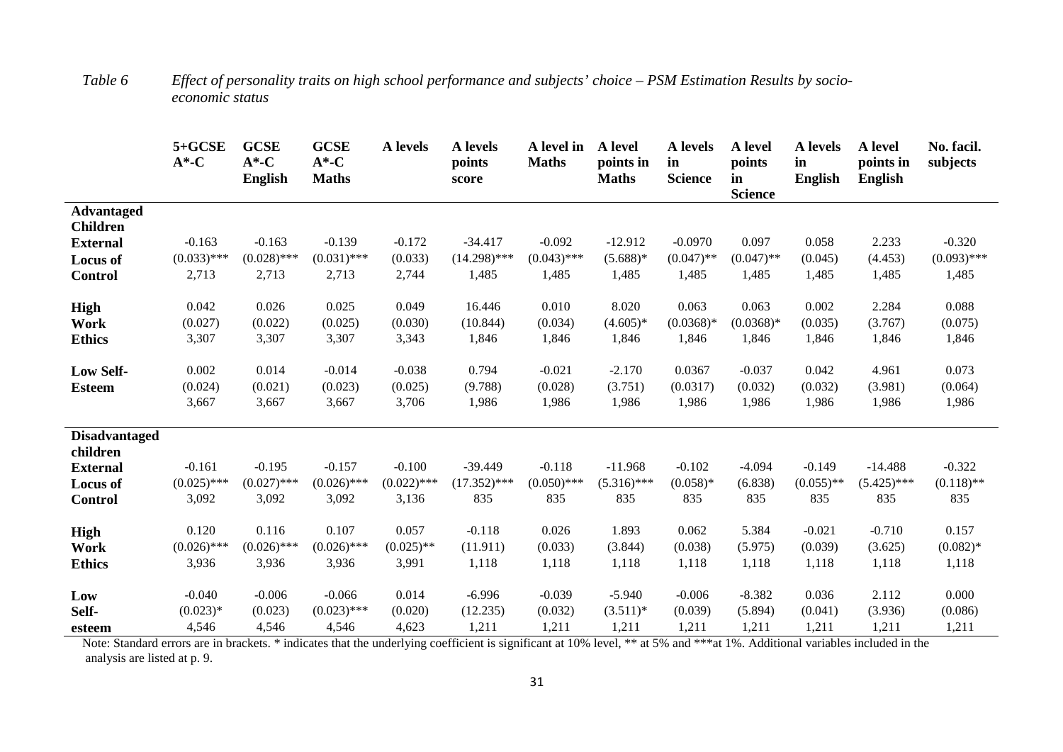*Table 6 Effect of personality traits on high school performance and subjects' choice – PSM Estimation Results by socio-economic status*

| | 5+GCSE A*-C | GCSE A*-C English | GCSE A*-C Maths | A levels | A levels points score | A level in Maths | A level points in Maths | A levels in Science | A level points in Science | A levels in English | A level points in English | No. facil. subjects |
|---|---|---|---|---|---|---|---|---|---|---|---|---|
| **Advantaged Children** | | | | | | | | | | | | |
| **External Locus of Control** | -0.163 | -0.163 | -0.139 | -0.172 | -34.417 | -0.092 | -12.912 | -0.0970 | 0.097 | 0.058 | 2.233 | -0.320 |
| | (0.033)*** | (0.028)*** | (0.031)*** | (0.033) | (14.298)*** | (0.043)*** | (5.688)* | (0.047)** | (0.047)** | (0.045) | (4.453) | (0.093)*** |
| | 2,713 | 2,713 | 2,713 | 2,744 | 1,485 | 1,485 | 1,485 | 1,485 | 1,485 | 1,485 | 1,485 | 1,485 |
| **High Work Ethics** | 0.042 | 0.026 | 0.025 | 0.049 | 16.446 | 0.010 | 8.020 | 0.063 | 0.063 | 0.002 | 2.284 | 0.088 |
| | (0.027) | (0.022) | (0.025) | (0.030) | (10.844) | (0.034) | (4.605)* | (0.0368)* | (0.0368)* | (0.035) | (3.767) | (0.075) |
| | 3,307 | 3,307 | 3,307 | 3,343 | 1,846 | 1,846 | 1,846 | 1,846 | 1,846 | 1,846 | 1,846 | 1,846 |
| **Low Self-Esteem** | 0.002 | 0.014 | -0.014 | -0.038 | 0.794 | -0.021 | -2.170 | 0.0367 | -0.037 | 0.042 | 4.961 | 0.073 |
| | (0.024) | (0.021) | (0.023) | (0.025) | (9.788) | (0.028) | (3.751) | (0.0317) | (0.032) | (0.032) | (3.981) | (0.064) |
| | 3,667 | 3,667 | 3,667 | 3,706 | 1,986 | 1,986 | 1,986 | 1,986 | 1,986 | 1,986 | 1,986 | 1,986 |
| **Disadvantaged children** | | | | | | | | | | | | |
| **External Locus of Control** | -0.161 | -0.195 | -0.157 | -0.100 | -39.449 | -0.118 | -11.968 | -0.102 | -4.094 | -0.149 | -14.488 | -0.322 |
| | (0.025)*** | (0.027)*** | (0.026)*** | (0.022)*** | (17.352)*** | (0.050)*** | (5.316)*** | (0.058)* | (6.838) | (0.055)** | (5.425)*** | (0.118)** |
| | 3,092 | 3,092 | 3,092 | 3,136 | 835 | 835 | 835 | 835 | 835 | 835 | 835 | 835 |
| **High Work Ethics** | 0.120 | 0.116 | 0.107 | 0.057 | -0.118 | 0.026 | 1.893 | 0.062 | 5.384 | -0.021 | -0.710 | 0.157 |
| | (0.026)*** | (0.026)*** | (0.026)*** | (0.025)** | (11.911) | (0.033) | (3.844) | (0.038) | (5.975) | (0.039) | (3.625) | (0.082)* |
| | 3,936 | 3,936 | 3,936 | 3,991 | 1,118 | 1,118 | 1,118 | 1,118 | 1,118 | 1,118 | 1,118 | 1,118 |
| **Low Self-esteem** | -0.040 | -0.006 | -0.066 | 0.014 | -6.996 | -0.039 | -5.940 | -0.006 | -8.382 | 0.036 | 2.112 | 0.000 |
| | (0.023)* | (0.023) | (0.023)*** | (0.020) | (12.235) | (0.032) | (3.511)* | (0.039) | (5.894) | (0.041) | (3.936) | (0.086) |
| | 4,546 | 4,546 | 4,546 | 4,623 | 1,211 | 1,211 | 1,211 | 1,211 | 1,211 | 1,211 | 1,211 | 1,211 |

Note: Standard errors are in brackets. * indicates that the underlying coefficient is significant at 10% level, ** at 5% and ***at 1%. Additional variables included in the analysis are listed at p. 9.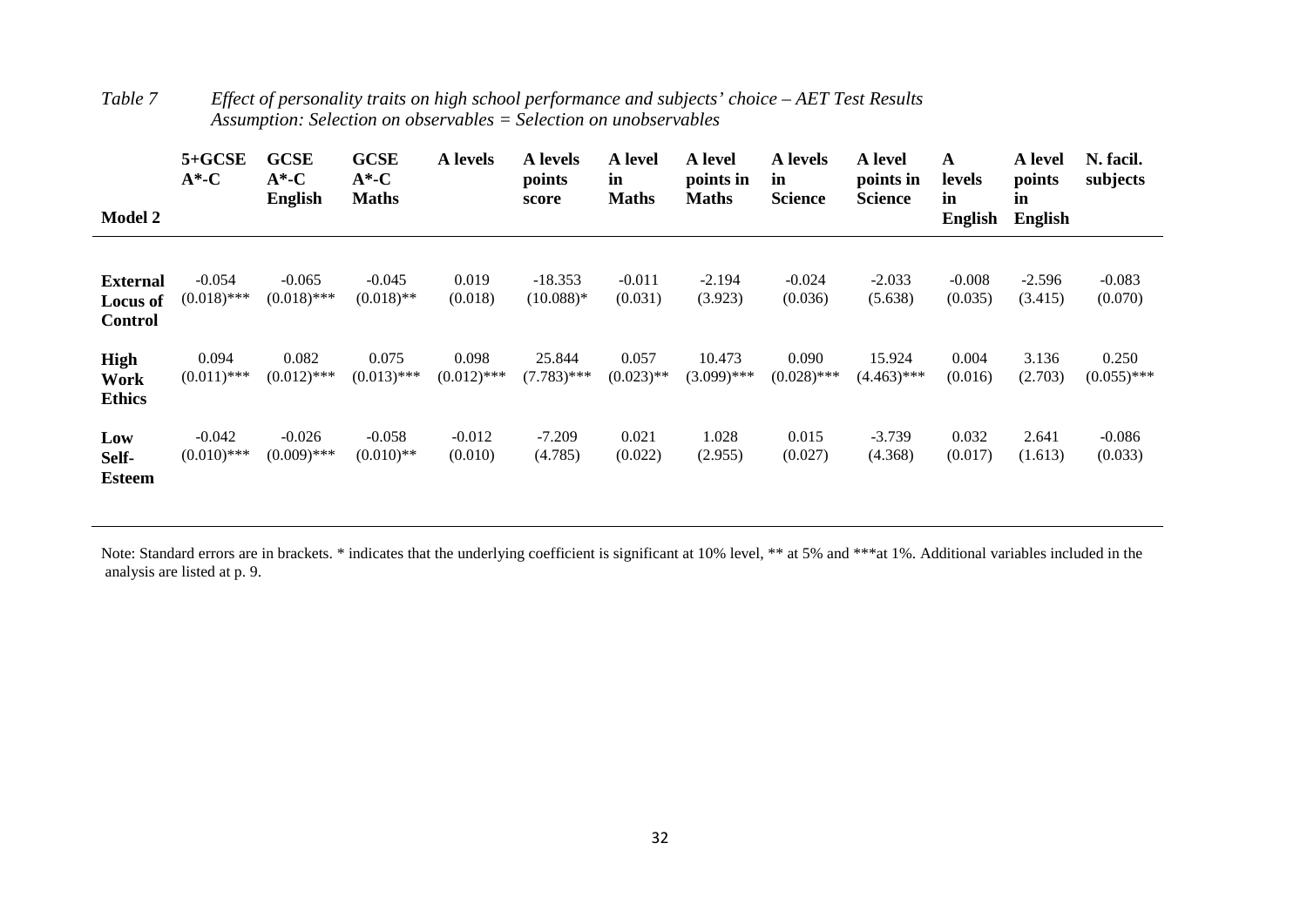*Table 7 Effect of personality traits on high school performance and subjects' choice – AET Test Results*
*Assumption: Selection on observables = Selection on unobservables*

| Model 2 | 5+GCSE A*-C | GCSE A*-C English | GCSE A*-C Maths | A levels | A levels points score | A level in Maths | A level points in Maths | A levels in Science | A level points in Science | A levels in English | A level points in English | N. facil. subjects |
|---|---|---|---|---|---|---|---|---|---|---|---|---|
| **External Locus of Control** | -0.054 (0.018)*** | -0.065 (0.018)*** | -0.045 (0.018)** | 0.019 (0.018) | -18.353 (10.088)* | -0.011 (0.031) | -2.194 (3.923) | -0.024 (0.036) | -2.033 (5.638) | -0.008 (0.035) | -2.596 (3.415) | -0.083 (0.070) |
| **High Work Ethics** | 0.094 (0.011)*** | 0.082 (0.012)*** | 0.075 (0.013)*** | 0.098 (0.012)*** | 25.844 (7.783)*** | 0.057 (0.023)** | 10.473 (3.099)*** | 0.090 (0.028)*** | 15.924 (4.463)*** | 0.004 (0.016) | 3.136 (2.703) | 0.250 (0.055)*** |
| **Low Self-Esteem** | -0.042 (0.010)*** | -0.026 (0.009)*** | -0.058 (0.010)** | -0.012 (0.010) | -7.209 (4.785) | 0.021 (0.022) | 1.028 (2.955) | 0.015 (0.027) | -3.739 (4.368) | 0.032 (0.017) | 2.641 (1.613) | -0.086 (0.033) |

Note: Standard errors are in brackets. * indicates that the underlying coefficient is significant at 10% level, ** at 5% and ***at 1%. Additional variables included in the analysis are listed at p. 9.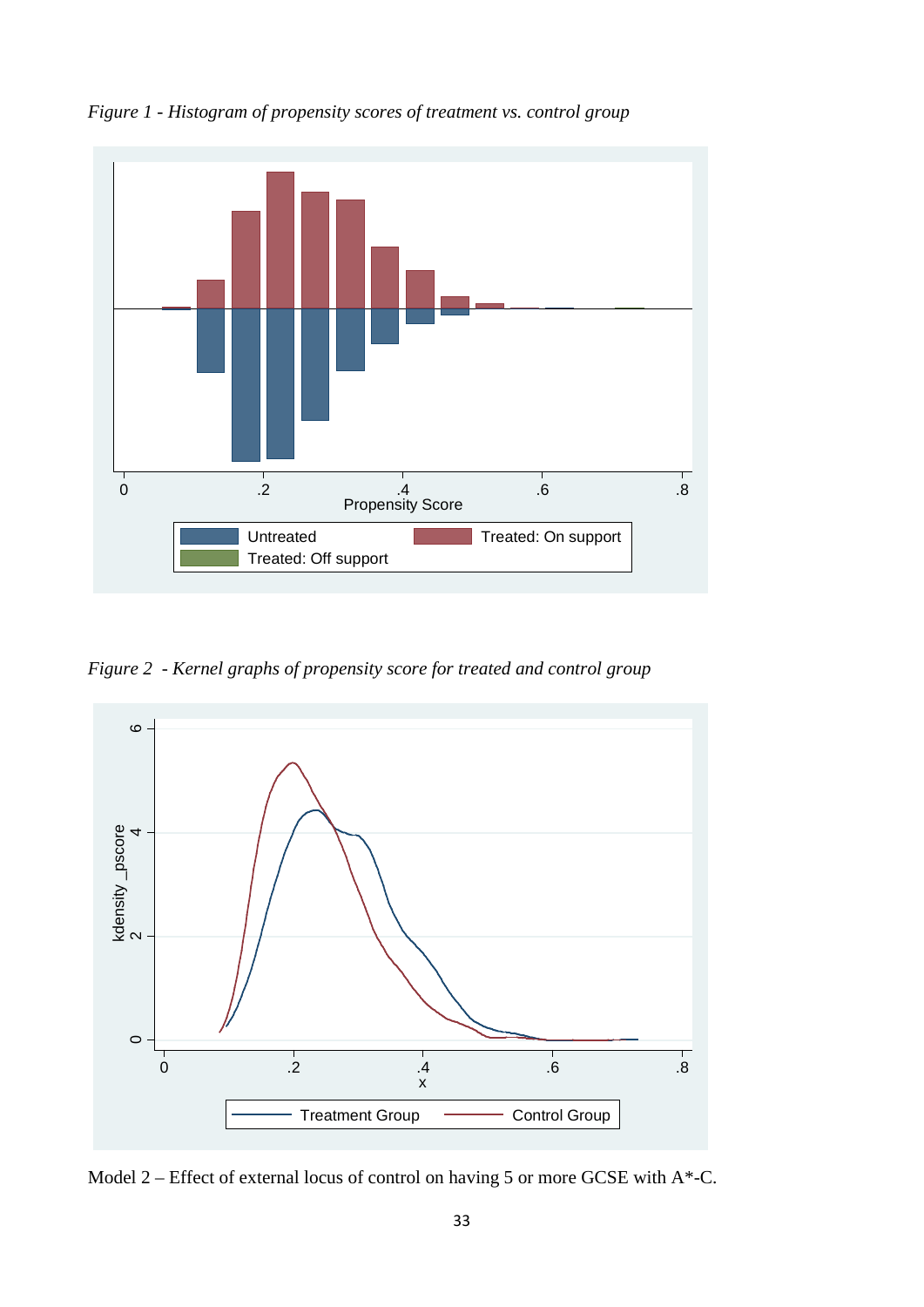*Figure 1 - Histogram of propensity scores of treatment vs. control group*

*Figure 2 - Kernel graphs of propensity score for treated and control group*

Model 2 – Effect of external locus of control on having 5 or more GCSE with A*-C.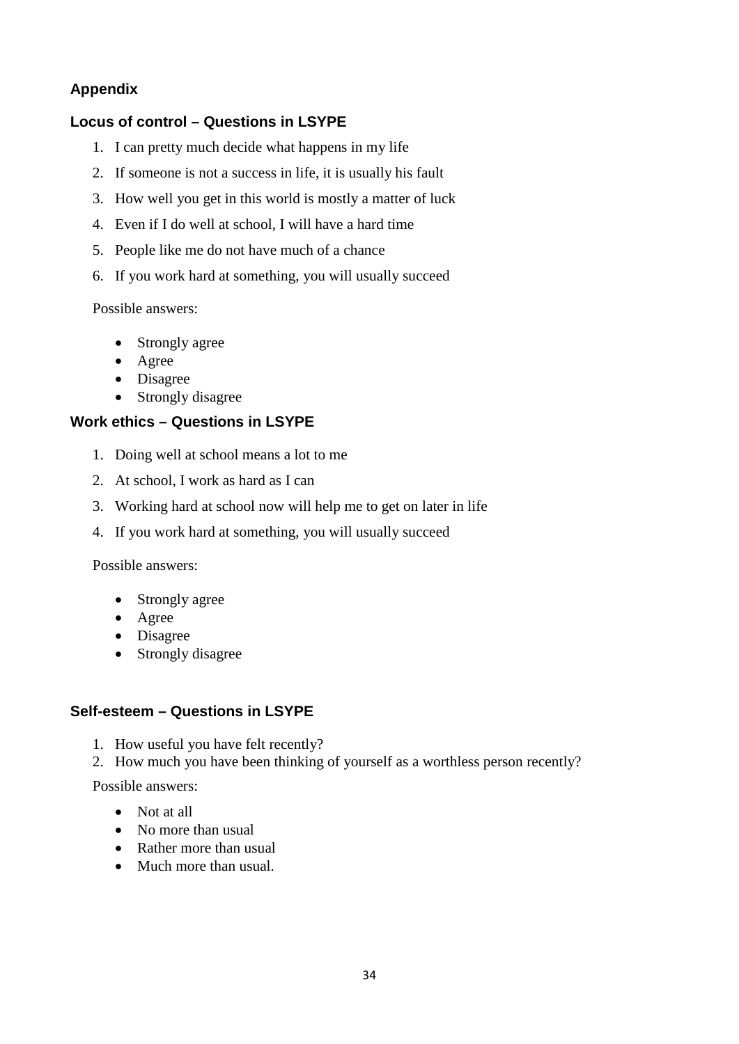## Appendix

### Locus of control – Questions in LSYPE

1. I can pretty much decide what happens in my life
2. If someone is not a success in life, it is usually his fault
3. How well you get in this world is mostly a matter of luck
4. Even if I do well at school, I will have a hard time
5. People like me do not have much of a chance
6. If you work hard at something, you will usually succeed

Possible answers:

- Strongly agree
- Agree
- Disagree
- Strongly disagree

### Work ethics – Questions in LSYPE

1. Doing well at school means a lot to me
2. At school, I work as hard as I can
3. Working hard at school now will help me to get on later in life
4. If you work hard at something, you will usually succeed

Possible answers:

- Strongly agree
- Agree
- Disagree
- Strongly disagree

### Self-esteem – Questions in LSYPE

1. How useful you have felt recently?
2. How much you have been thinking of yourself as a worthless person recently?

Possible answers:

- Not at all
- No more than usual
- Rather more than usual
- Much more than usual.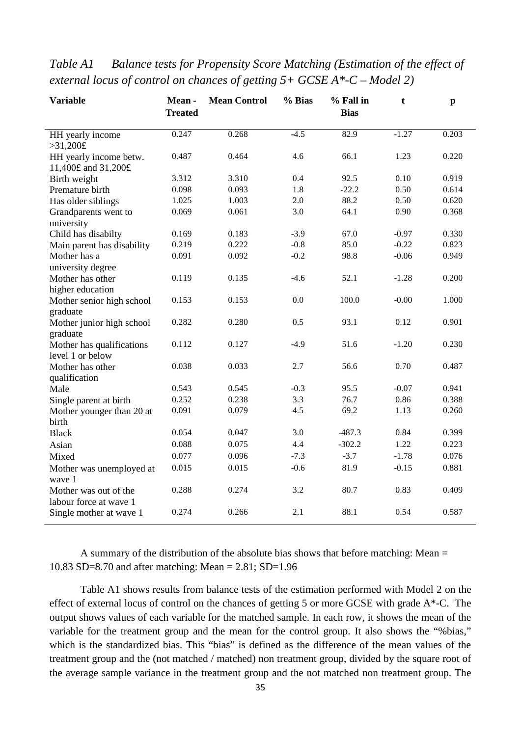*Table A1 Balance tests for Propensity Score Matching (Estimation of the effect of external locus of control on chances of getting 5+ GCSE A*-C – Model 2)*

| Variable | Mean - Treated | Mean Control | % Bias | % Fall in Bias | t | p |
|---|---|---|---|---|---|---|
| HH yearly income >31,200£ | 0.247 | 0.268 | -4.5 | 82.9 | -1.27 | 0.203 |
| HH yearly income betw. 11,400£ and 31,200£ | 0.487 | 0.464 | 4.6 | 66.1 | 1.23 | 0.220 |
| Birth weight | 3.312 | 3.310 | 0.4 | 92.5 | 0.10 | 0.919 |
| Premature birth | 0.098 | 0.093 | 1.8 | -22.2 | 0.50 | 0.614 |
| Has older siblings | 1.025 | 1.003 | 2.0 | 88.2 | 0.50 | 0.620 |
| Grandparents went to university | 0.069 | 0.061 | 3.0 | 64.1 | 0.90 | 0.368 |
| Child has disabilty | 0.169 | 0.183 | -3.9 | 67.0 | -0.97 | 0.330 |
| Main parent has disability | 0.219 | 0.222 | -0.8 | 85.0 | -0.22 | 0.823 |
| Mother has a university degree | 0.091 | 0.092 | -0.2 | 98.8 | -0.06 | 0.949 |
| Mother has other higher education | 0.119 | 0.135 | -4.6 | 52.1 | -1.28 | 0.200 |
| Mother senior high school graduate | 0.153 | 0.153 | 0.0 | 100.0 | -0.00 | 1.000 |
| Mother junior high school graduate | 0.282 | 0.280 | 0.5 | 93.1 | 0.12 | 0.901 |
| Mother has qualifications level 1 or below | 0.112 | 0.127 | -4.9 | 51.6 | -1.20 | 0.230 |
| Mother has other qualification | 0.038 | 0.033 | 2.7 | 56.6 | 0.70 | 0.487 |
| Male | 0.543 | 0.545 | -0.3 | 95.5 | -0.07 | 0.941 |
| Single parent at birth | 0.252 | 0.238 | 3.3 | 76.7 | 0.86 | 0.388 |
| Mother younger than 20 at birth | 0.091 | 0.079 | 4.5 | 69.2 | 1.13 | 0.260 |
| Black | 0.054 | 0.047 | 3.0 | -487.3 | 0.84 | 0.399 |
| Asian | 0.088 | 0.075 | 4.4 | -302.2 | 1.22 | 0.223 |
| Mixed | 0.077 | 0.096 | -7.3 | -3.7 | -1.78 | 0.076 |
| Mother was unemployed at wave 1 | 0.015 | 0.015 | -0.6 | 81.9 | -0.15 | 0.881 |
| Mother was out of the labour force at wave 1 | 0.288 | 0.274 | 3.2 | 80.7 | 0.83 | 0.409 |
| Single mother at wave 1 | 0.274 | 0.266 | 2.1 | 88.1 | 0.54 | 0.587 |

A summary of the distribution of the absolute bias shows that before matching: Mean = 10.83 SD=8.70 and after matching: Mean = 2.81; SD=1.96

Table A1 shows results from balance tests of the estimation performed with Model 2 on the effect of external locus of control on the chances of getting 5 or more GCSE with grade A*-C. The output shows values of each variable for the matched sample. In each row, it shows the mean of the variable for the treatment group and the mean for the control group. It also shows the "%bias," which is the standardized bias. This "bias" is defined as the difference of the mean values of the treatment group and the (not matched / matched) non treatment group, divided by the square root of the average sample variance in the treatment group and the not matched non treatment group. The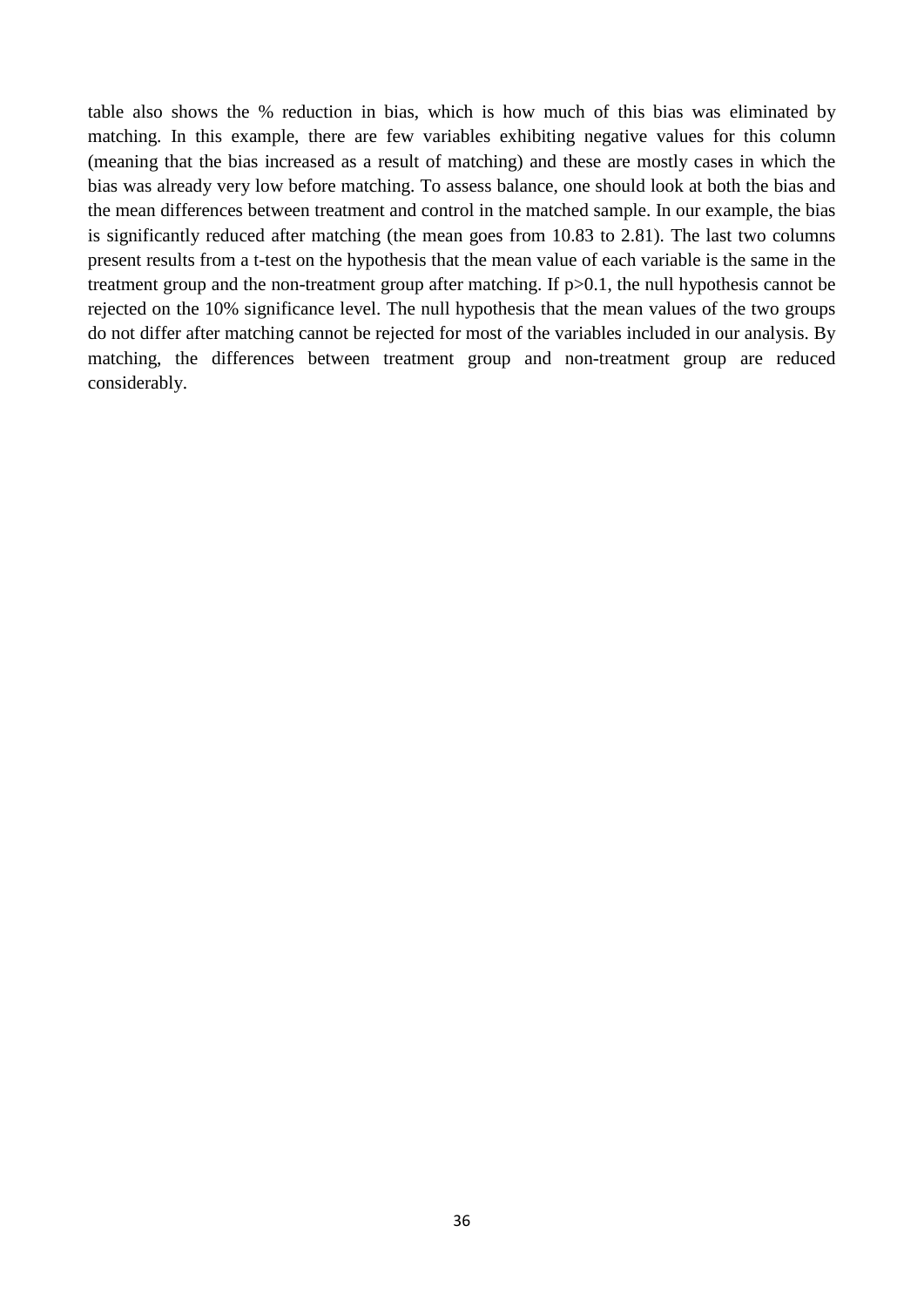table also shows the % reduction in bias, which is how much of this bias was eliminated by matching. In this example, there are few variables exhibiting negative values for this column (meaning that the bias increased as a result of matching) and these are mostly cases in which the bias was already very low before matching. To assess balance, one should look at both the bias and the mean differences between treatment and control in the matched sample. In our example, the bias is significantly reduced after matching (the mean goes from 10.83 to 2.81). The last two columns present results from a t-test on the hypothesis that the mean value of each variable is the same in the treatment group and the non-treatment group after matching. If $p>0.1$, the null hypothesis cannot be rejected on the 10% significance level. The null hypothesis that the mean values of the two groups do not differ after matching cannot be rejected for most of the variables included in our analysis. By matching, the differences between treatment group and non-treatment group are reduced considerably.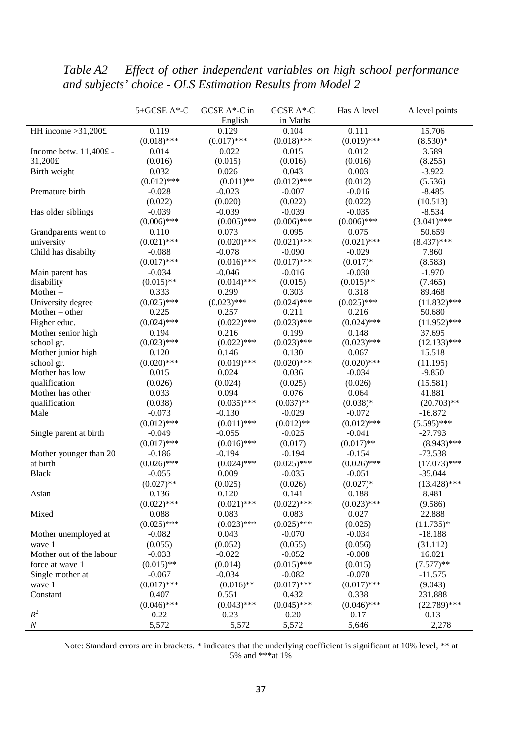*Table A2 Effect of other independent variables on high school performance and subjects' choice - OLS Estimation Results from Model 2*

| | 5+GCSE A*-C | GCSE A*-C in English | GCSE A*-C in Maths | Has A level | A level points |
|---|---|---|---|---|---|
| HH income >31,200£ | 0.119 | 0.129 | 0.104 | 0.111 | 15.706 |
| | (0.018)*** | (0.017)*** | (0.018)*** | (0.019)*** | (8.530)* |
| Income betw. 11,400£ - 31,200£ | 0.014 | 0.022 | 0.015 | 0.012 | 3.589 |
| | (0.016) | (0.015) | (0.016) | (0.016) | (8.255) |
| Birth weight | 0.032 | 0.026 | 0.043 | 0.003 | -3.922 |
| | (0.012)*** | (0.011)** | (0.012)*** | (0.012) | (5.536) |
| Premature birth | -0.028 | -0.023 | -0.007 | -0.016 | -8.485 |
| | (0.022) | (0.020) | (0.022) | (0.022) | (10.513) |
| Has older siblings | -0.039 | -0.039 | -0.039 | -0.035 | -8.534 |
| | (0.006)*** | (0.005)*** | (0.006)*** | (0.006)*** | (3.041)*** |
| Grandparents went to university | 0.110 | 0.073 | 0.095 | 0.075 | 50.659 |
| | (0.021)*** | (0.020)*** | (0.021)*** | (0.021)*** | (8.437)*** |
| Child has disabilty | -0.088 | -0.078 | -0.090 | -0.029 | 7.860 |
| | (0.017)*** | (0.016)*** | (0.017)*** | (0.017)* | (8.583) |
| Main parent has disability | -0.034 | -0.046 | -0.016 | -0.030 | -1.970 |
| | (0.015)** | (0.014)*** | (0.015) | (0.015)** | (7.465) |
| Mother – University degree | 0.333 | 0.299 | 0.303 | 0.318 | 89.468 |
| | (0.025)*** | (0.023)*** | (0.024)*** | (0.025)*** | (11.832)*** |
| Mother – other Higher educ. | 0.225 | 0.257 | 0.211 | 0.216 | 50.680 |
| | (0.024)*** | (0.022)*** | (0.023)*** | (0.024)*** | (11.952)*** |
| Mother senior high school gr. | 0.194 | 0.216 | 0.199 | 0.148 | 37.695 |
| | (0.023)*** | (0.022)*** | (0.023)*** | (0.023)*** | (12.133)*** |
| Mother junior high school gr. | 0.120 | 0.146 | 0.130 | 0.067 | 15.518 |
| | (0.020)*** | (0.019)*** | (0.020)*** | (0.020)*** | (11.195) |
| Mother has low qualification | 0.015 | 0.024 | 0.036 | -0.034 | -9.850 |
| | (0.026) | (0.024) | (0.025) | (0.026) | (15.581) |
| Mother has other qualification | 0.033 | 0.094 | 0.076 | 0.064 | 41.881 |
| | (0.038) | (0.035)*** | (0.037)** | (0.038)* | (20.703)** |
| Male | -0.073 | -0.130 | -0.029 | -0.072 | -16.872 |
| | (0.012)*** | (0.011)*** | (0.012)** | (0.012)*** | (5.595)*** |
| Single parent at birth | -0.049 | -0.055 | -0.025 | -0.041 | -27.793 |
| | (0.017)*** | (0.016)*** | (0.017) | (0.017)** | (8.943)*** |
| Mother younger than 20 at birth | -0.186 | -0.194 | -0.194 | -0.154 | -73.538 |
| | (0.026)*** | (0.024)*** | (0.025)*** | (0.026)*** | (17.073)*** |
| Black | -0.055 | 0.009 | -0.035 | -0.051 | -35.044 |
| | (0.027)** | (0.025) | (0.026) | (0.027)* | (13.428)*** |
| Asian | 0.136 | 0.120 | 0.141 | 0.188 | 8.481 |
| | (0.022)*** | (0.021)*** | (0.022)*** | (0.023)*** | (9.586) |
| Mixed | 0.088 | 0.083 | 0.083 | 0.027 | 22.888 |
| | (0.025)*** | (0.023)*** | (0.025)*** | (0.025) | (11.735)* |
| Mother unemployed at wave 1 | -0.082 | 0.043 | -0.070 | -0.034 | -18.188 |
| | (0.055) | (0.052) | (0.055) | (0.056) | (31.112) |
| Mother out of the labour force at wave 1 | -0.033 | -0.022 | -0.052 | -0.008 | 16.021 |
| | (0.015)** | (0.014) | (0.015)*** | (0.015) | (7.577)** |
| Single mother at wave 1 | -0.067 | -0.034 | -0.082 | -0.070 | -11.575 |
| | (0.017)*** | (0.016)** | (0.017)*** | (0.017)*** | (9.043) |
| Constant | 0.407 | 0.551 | 0.432 | 0.338 | 231.888 |
| | (0.046)*** | (0.043)*** | (0.045)*** | (0.046)*** | (22.789)*** |
| $R^2$ | 0.22 | 0.23 | 0.20 | 0.17 | 0.13 |
| $N$ | 5,572 | 5,572 | 5,572 | 5,646 | 2,278 |

Note: Standard errors are in brackets. * indicates that the underlying coefficient is significant at 10% level, ** at 5% and ***at 1%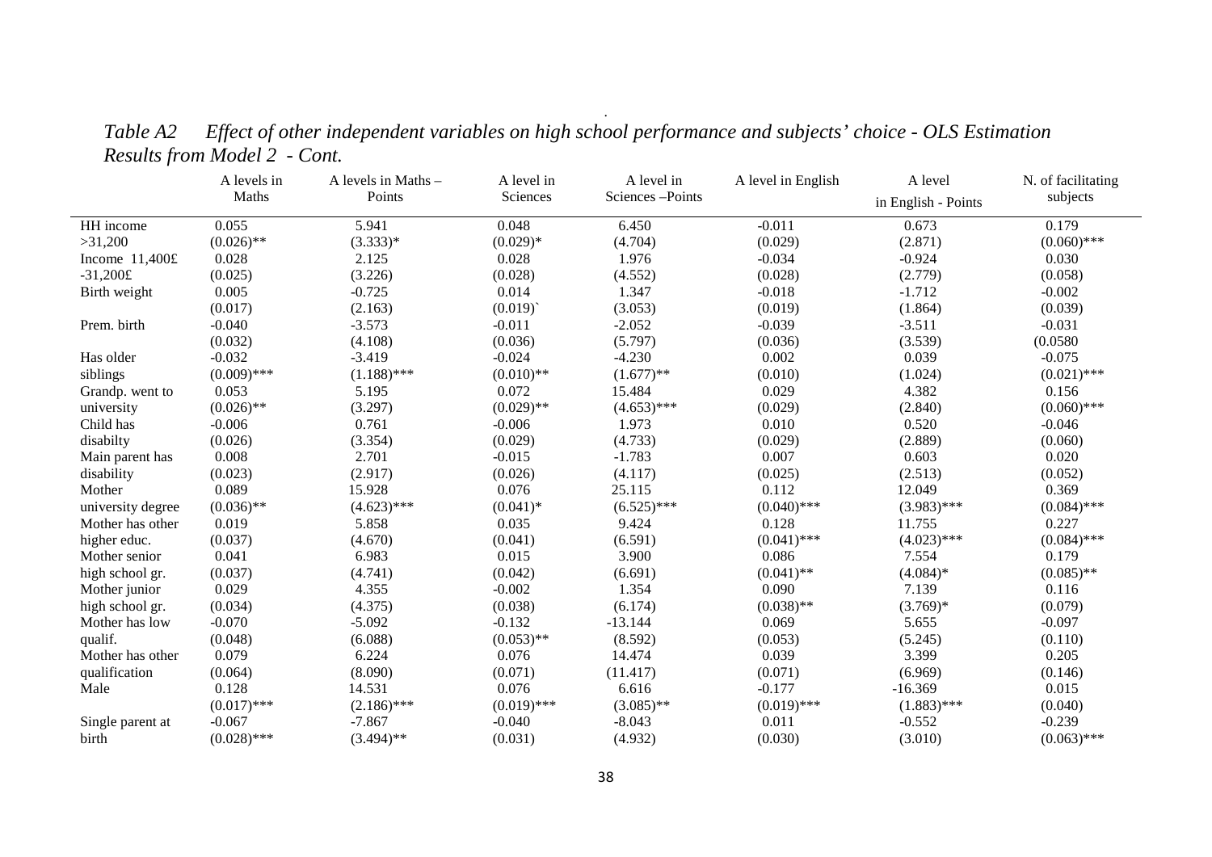*Table A2 Effect of other independent variables on high school performance and subjects' choice - OLS Estimation Results from Model 2 - Cont.*

| | A levels in Maths | A levels in Maths – Points | A level in Sciences | A level in Sciences –Points | A level in English | A level in English - Points | N. of facilitating subjects |
|---|---|---|---|---|---|---|---|
| HH income >31,200 | 0.055 (0.026)** | 5.941 (3.333)* | 0.048 (0.029)* | 6.450 (4.704) | -0.011 (0.029) | 0.673 (2.871) | 0.179 (0.060)*** |
| Income 11,400£ -31,200£ | 0.028 (0.025) | 2.125 (3.226) | 0.028 (0.028) | 1.976 (4.552) | -0.034 (0.028) | -0.924 (2.779) | 0.030 (0.058) |
| Birth weight | 0.005 (0.017) | -0.725 (2.163) | 0.014 (0.019)` | 1.347 (3.053) | -0.018 (0.019) | -1.712 (1.864) | -0.002 (0.039) |
| Prem. birth | -0.040 (0.032) | -3.573 (4.108) | -0.011 (0.036) | -2.052 (5.797) | -0.039 (0.036) | -3.511 (3.539) | -0.031 (0.0580 |
| Has older siblings | -0.032 (0.009)*** | -3.419 (1.188)*** | -0.024 (0.010)** | -4.230 (1.677)** | 0.002 (0.010) | 0.039 (1.024) | -0.075 (0.021)*** |
| Grandp. went to university | 0.053 (0.026)** | 5.195 (3.297) | 0.072 (0.029)** | 15.484 (4.653)*** | 0.029 (0.029) | 4.382 (2.840) | 0.156 (0.060)*** |
| Child has disabilty | -0.006 (0.026) | 0.761 (3.354) | -0.006 (0.029) | 1.973 (4.733) | 0.010 (0.029) | 0.520 (2.889) | -0.046 (0.060) |
| Main parent has disability | 0.008 (0.023) | 2.701 (2.917) | -0.015 (0.026) | -1.783 (4.117) | 0.007 (0.025) | 0.603 (2.513) | 0.020 (0.052) |
| Mother university degree | 0.089 (0.036)** | 15.928 (4.623)*** | 0.076 (0.041)* | 25.115 (6.525)*** | 0.112 (0.040)*** | 12.049 (3.983)*** | 0.369 (0.084)*** |
| Mother has other higher educ. | 0.019 (0.037) | 5.858 (4.670) | 0.035 (0.041) | 9.424 (6.591) | 0.128 (0.041)*** | 11.755 (4.023)*** | 0.227 (0.084)*** |
| Mother senior high school gr. | 0.041 (0.037) | 6.983 (4.741) | 0.015 (0.042) | 3.900 (6.691) | 0.086 (0.041)** | 7.554 (4.084)* | 0.179 (0.085)** |
| Mother junior high school gr. | 0.029 (0.034) | 4.355 (4.375) | -0.002 (0.038) | 1.354 (6.174) | 0.090 (0.038)** | 7.139 (3.769)* | 0.116 (0.079) |
| Mother has low qualif. | -0.070 (0.048) | -5.092 (6.088) | -0.132 (0.053)** | -13.144 (8.592) | 0.069 (0.053) | 5.655 (5.245) | -0.097 (0.110) |
| Mother has other qualification | 0.079 (0.064) | 6.224 (8.090) | 0.076 (0.071) | 14.474 (11.417) | 0.039 (0.071) | 3.399 (6.969) | 0.205 (0.146) |
| Male | 0.128 (0.017)*** | 14.531 (2.186)*** | 0.076 (0.019)*** | 6.616 (3.085)** | -0.177 (0.019)*** | -16.369 (1.883)*** | 0.015 (0.040) |
| Single parent at birth | -0.067 (0.028)*** | -7.867 (3.494)** | -0.040 (0.031) | -8.043 (4.932) | 0.011 (0.030) | -0.552 (3.010) | -0.239 (0.063)*** |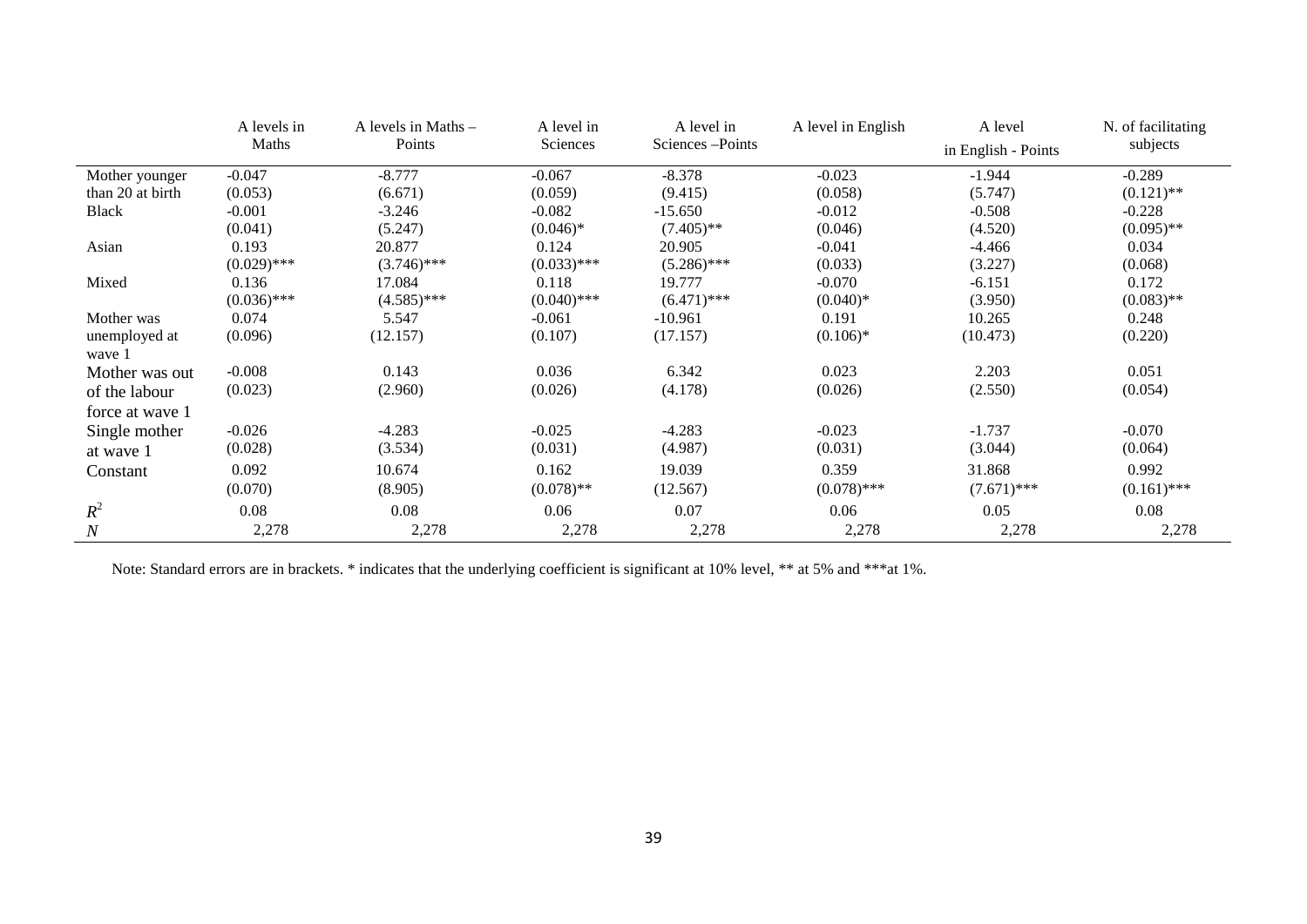| | A levels in Maths | A levels in Maths – Points | A level in Sciences | A level in Sciences –Points | A level in English | A level in English - Points | N. of facilitating subjects |
|---|---|---|---|---|---|---|---|
| Mother younger than 20 at birth | -0.047 | -8.777 | -0.067 | -8.378 | -0.023 | -1.944 | -0.289 |
| | (0.053) | (6.671) | (0.059) | (9.415) | (0.058) | (5.747) | (0.121)** |
| Black | -0.001 | -3.246 | -0.082 | -15.650 | -0.012 | -0.508 | -0.228 |
| | (0.041) | (5.247) | (0.046)* | (7.405)** | (0.046) | (4.520) | (0.095)** |
| Asian | 0.193 | 20.877 | 0.124 | 20.905 | -0.041 | -4.466 | 0.034 |
| | (0.029)*** | (3.746)*** | (0.033)*** | (5.286)*** | (0.033) | (3.227) | (0.068) |
| Mixed | 0.136 | 17.084 | 0.118 | 19.777 | -0.070 | -6.151 | 0.172 |
| | (0.036)*** | (4.585)*** | (0.040)*** | (6.471)*** | (0.040)* | (3.950) | (0.083)** |
| Mother was unemployed at wave 1 | 0.074 | 5.547 | -0.061 | -10.961 | 0.191 | 10.265 | 0.248 |
| | (0.096) | (12.157) | (0.107) | (17.157) | (0.106)* | (10.473) | (0.220) |
| Mother was out of the labour force at wave 1 | -0.008 | 0.143 | 0.036 | 6.342 | 0.023 | 2.203 | 0.051 |
| | (0.023) | (2.960) | (0.026) | (4.178) | (0.026) | (2.550) | (0.054) |
| Single mother at wave 1 | -0.026 | -4.283 | -0.025 | -4.283 | -0.023 | -1.737 | -0.070 |
| | (0.028) | (3.534) | (0.031) | (4.987) | (0.031) | (3.044) | (0.064) |
| Constant | 0.092 | 10.674 | 0.162 | 19.039 | 0.359 | 31.868 | 0.992 |
| | (0.070) | (8.905) | (0.078)** | (12.567) | (0.078)*** | (7.671)*** | (0.161)*** |
| $R^2$ | 0.08 | 0.08 | 0.06 | 0.07 | 0.06 | 0.05 | 0.08 |
| $N$ | 2,278 | 2,278 | 2,278 | 2,278 | 2,278 | 2,278 | 2,278 |

Note: Standard errors are in brackets. * indicates that the underlying coefficient is significant at 10% level, ** at 5% and ***at 1%.